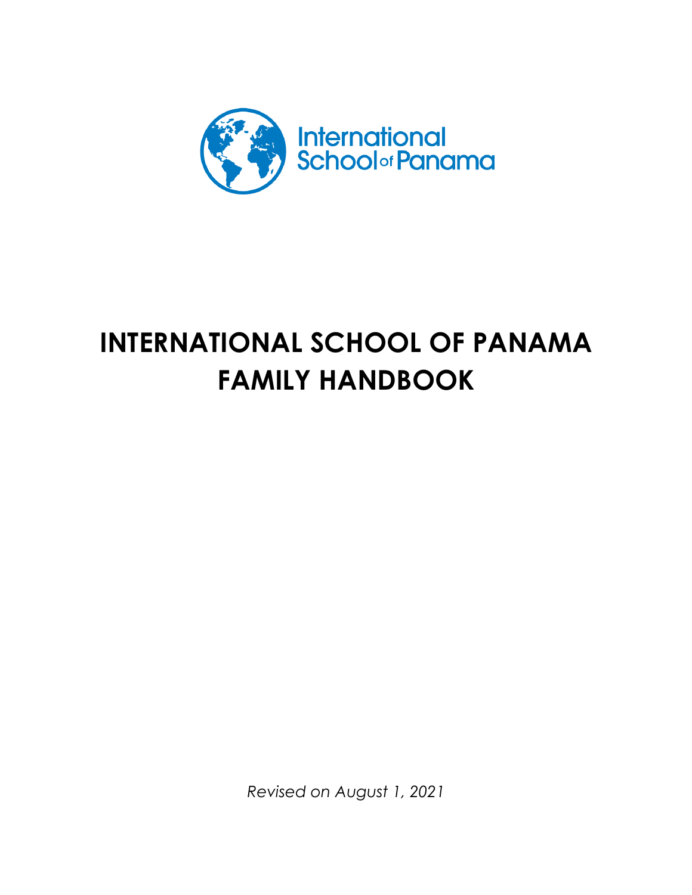# INTERNATIONAL SCHOOL OF PANAMA FAMILY HANDBOOK

*Revised on August 1, 2021*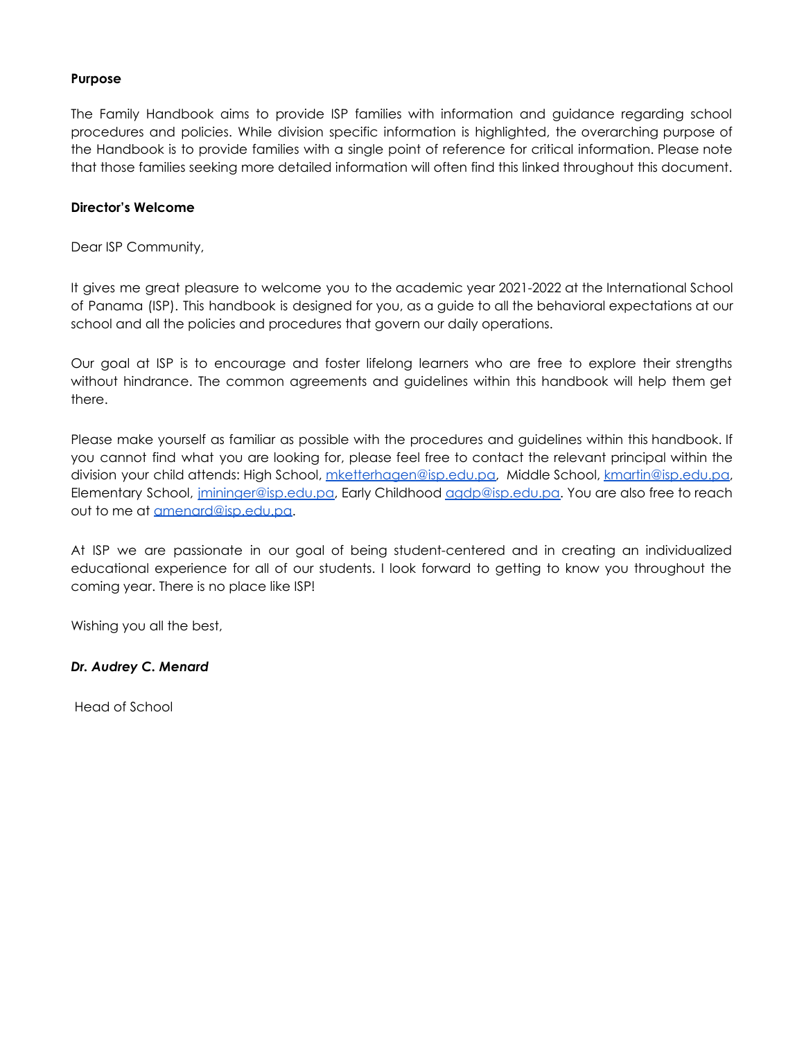**Purpose**

The Family Handbook aims to provide ISP families with information and guidance regarding school procedures and policies. While division specific information is highlighted, the overarching purpose of the Handbook is to provide families with a single point of reference for critical information. Please note that those families seeking more detailed information will often find this linked throughout this document.

**Director's Welcome**

Dear ISP Community,

It gives me great pleasure to welcome you to the academic year 2021-2022 at the International School of Panama (ISP). This handbook is designed for you, as a guide to all the behavioral expectations at our school and all the policies and procedures that govern our daily operations.

Our goal at ISP is to encourage and foster lifelong learners who are free to explore their strengths without hindrance. The common agreements and guidelines within this handbook will help them get there.

Please make yourself as familiar as possible with the procedures and guidelines within this handbook. If you cannot find what you are looking for, please feel free to contact the relevant principal within the division your child attends: High School, mketterhagen@isp.edu.pa, Middle School, kmartin@isp.edu.pa, Elementary School, jmininger@isp.edu.pa, Early Childhood agdp@isp.edu.pa. You are also free to reach out to me at amenard@isp.edu.pa.

At ISP we are passionate in our goal of being student-centered and in creating an individualized educational experience for all of our students. I look forward to getting to know you throughout the coming year. There is no place like ISP!

Wishing you all the best,

***Dr. Audrey C. Menard***

Head of School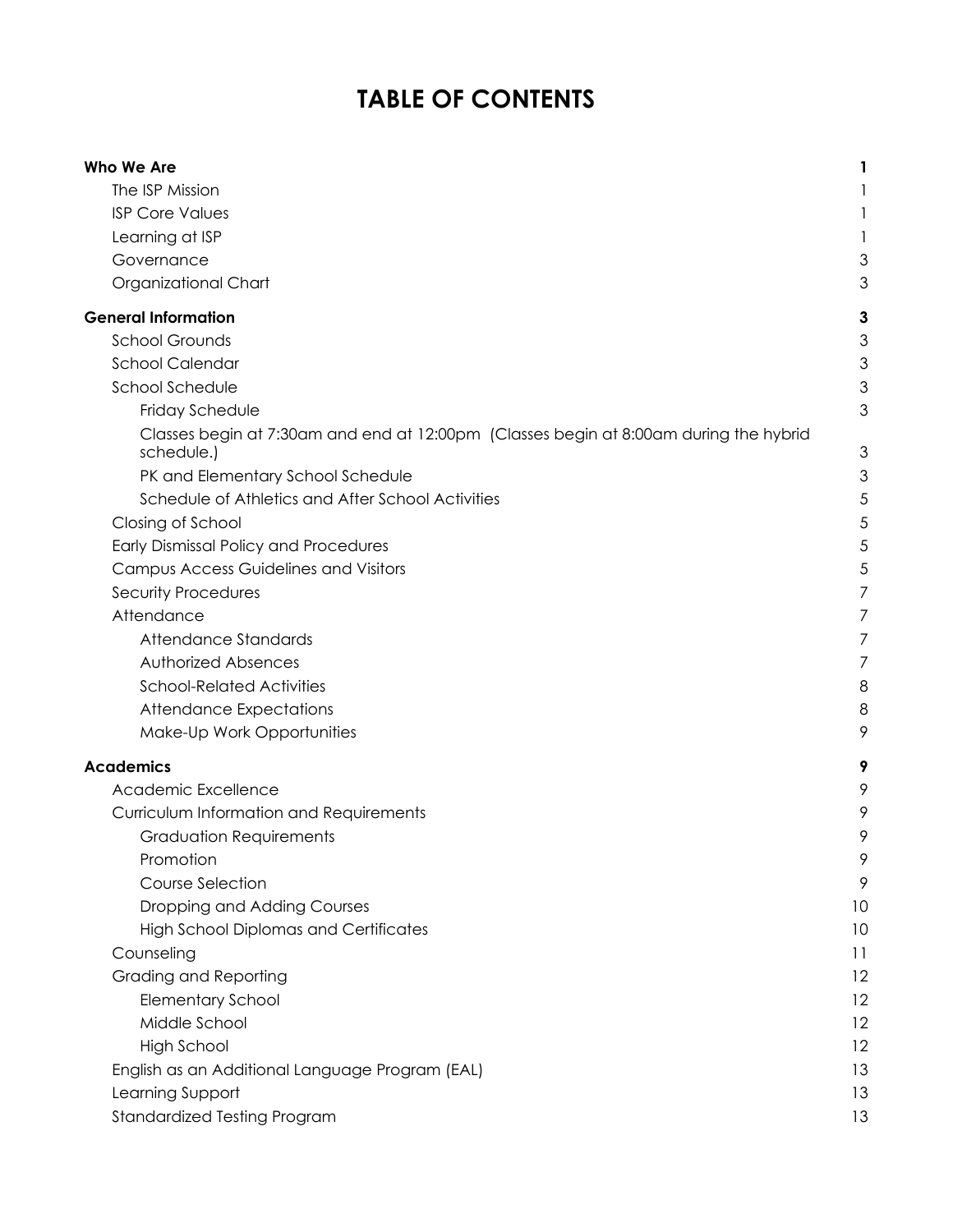# TABLE OF CONTENTS

| | |
|---|---|
| **Who We Are** | **1** |
| The ISP Mission | 1 |
| ISP Core Values | 1 |
| Learning at ISP | 1 |
| Governance | 3 |
| Organizational Chart | 3 |
| **General Information** | **3** |
| School Grounds | 3 |
| School Calendar | 3 |
| School Schedule | 3 |
| Friday Schedule | 3 |
| Classes begin at 7:30am and end at 12:00pm (Classes begin at 8:00am during the hybrid schedule.) | 3 |
| PK and Elementary School Schedule | 3 |
| Schedule of Athletics and After School Activities | 5 |
| Closing of School | 5 |
| Early Dismissal Policy and Procedures | 5 |
| Campus Access Guidelines and Visitors | 5 |
| Security Procedures | 7 |
| Attendance | 7 |
| Attendance Standards | 7 |
| Authorized Absences | 7 |
| School-Related Activities | 8 |
| Attendance Expectations | 8 |
| Make-Up Work Opportunities | 9 |
| **Academics** | **9** |
| Academic Excellence | 9 |
| Curriculum Information and Requirements | 9 |
| Graduation Requirements | 9 |
| Promotion | 9 |
| Course Selection | 9 |
| Dropping and Adding Courses | 10 |
| High School Diplomas and Certificates | 10 |
| Counseling | 11 |
| Grading and Reporting | 12 |
| Elementary School | 12 |
| Middle School | 12 |
| High School | 12 |
| English as an Additional Language Program (EAL) | 13 |
| Learning Support | 13 |
| Standardized Testing Program | 13 |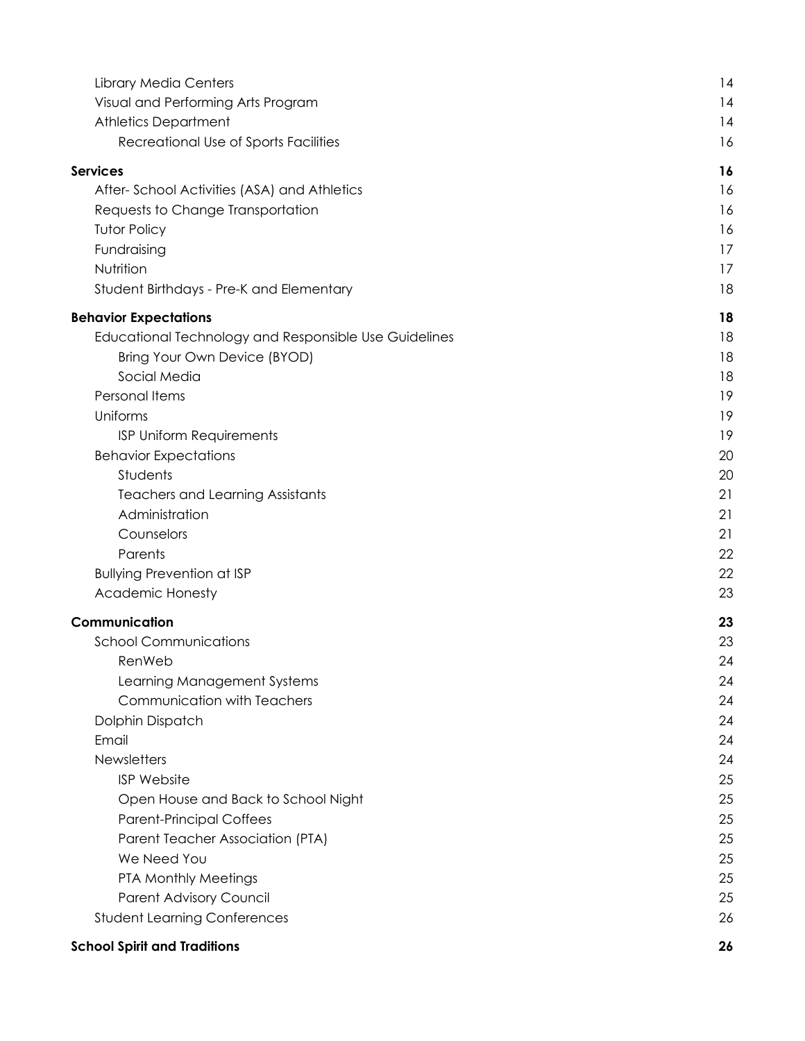| | |
|---|---|
| Library Media Centers | 14 |
| Visual and Performing Arts Program | 14 |
| Athletics Department | 14 |
| Recreational Use of Sports Facilities | 16 |
| **Services** | **16** |
| After- School Activities (ASA) and Athletics | 16 |
| Requests to Change Transportation | 16 |
| Tutor Policy | 16 |
| Fundraising | 17 |
| Nutrition | 17 |
| Student Birthdays - Pre-K and Elementary | 18 |
| **Behavior Expectations** | **18** |
| Educational Technology and Responsible Use Guidelines | 18 |
| Bring Your Own Device (BYOD) | 18 |
| Social Media | 18 |
| Personal Items | 19 |
| Uniforms | 19 |
| ISP Uniform Requirements | 19 |
| Behavior Expectations | 20 |
| Students | 20 |
| Teachers and Learning Assistants | 21 |
| Administration | 21 |
| Counselors | 21 |
| Parents | 22 |
| Bullying Prevention at ISP | 22 |
| Academic Honesty | 23 |
| **Communication** | **23** |
| School Communications | 23 |
| RenWeb | 24 |
| Learning Management Systems | 24 |
| Communication with Teachers | 24 |
| Dolphin Dispatch | 24 |
| Email | 24 |
| Newsletters | 24 |
| ISP Website | 25 |
| Open House and Back to School Night | 25 |
| Parent-Principal Coffees | 25 |
| Parent Teacher Association (PTA) | 25 |
| We Need You | 25 |
| PTA Monthly Meetings | 25 |
| Parent Advisory Council | 25 |
| Student Learning Conferences | 26 |
| **School Spirit and Traditions** | **26** |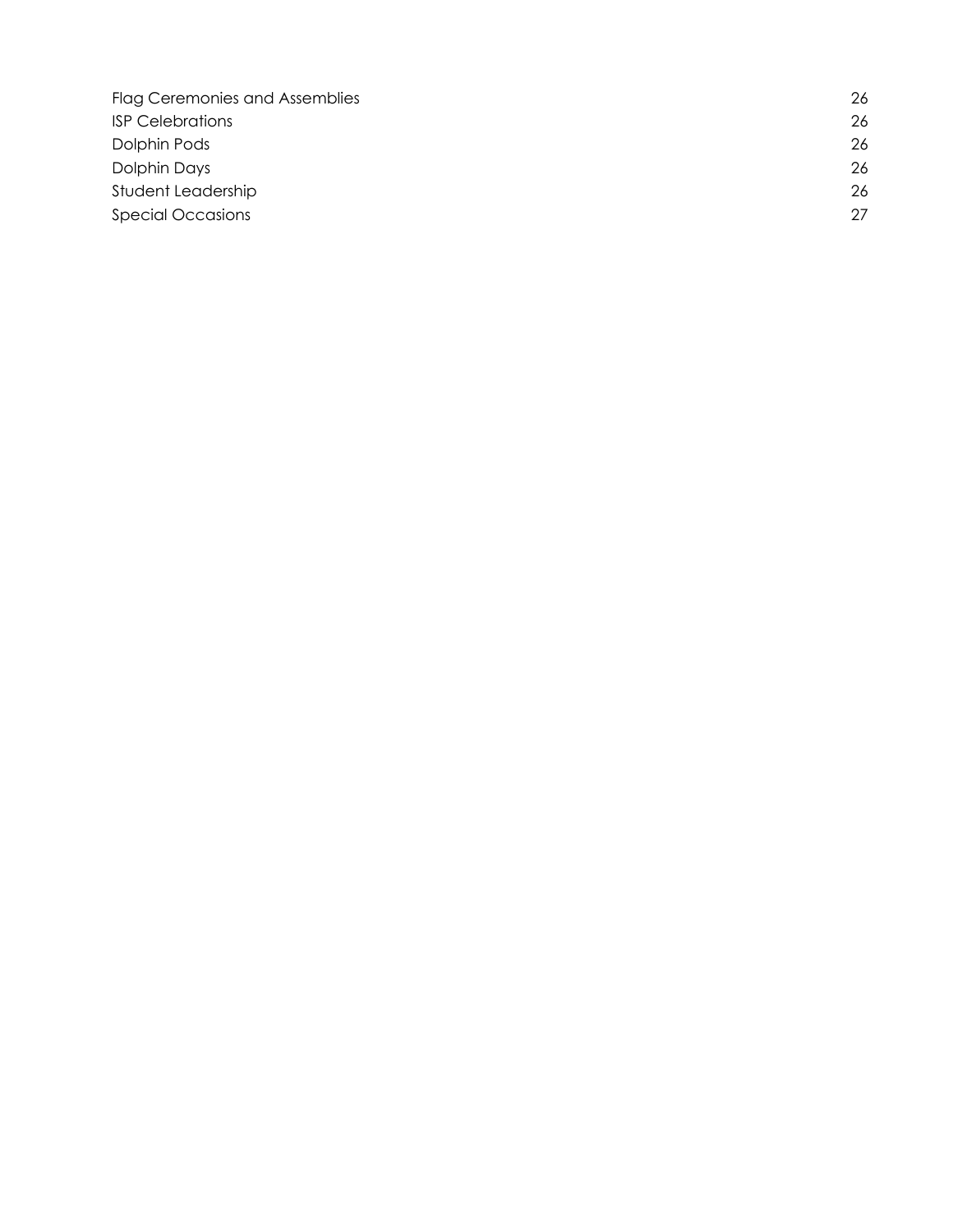| | |
|---|---|
| Flag Ceremonies and Assemblies | 26 |
| ISP Celebrations | 26 |
| Dolphin Pods | 26 |
| Dolphin Days | 26 |
| Student Leadership | 26 |
| Special Occasions | 27 |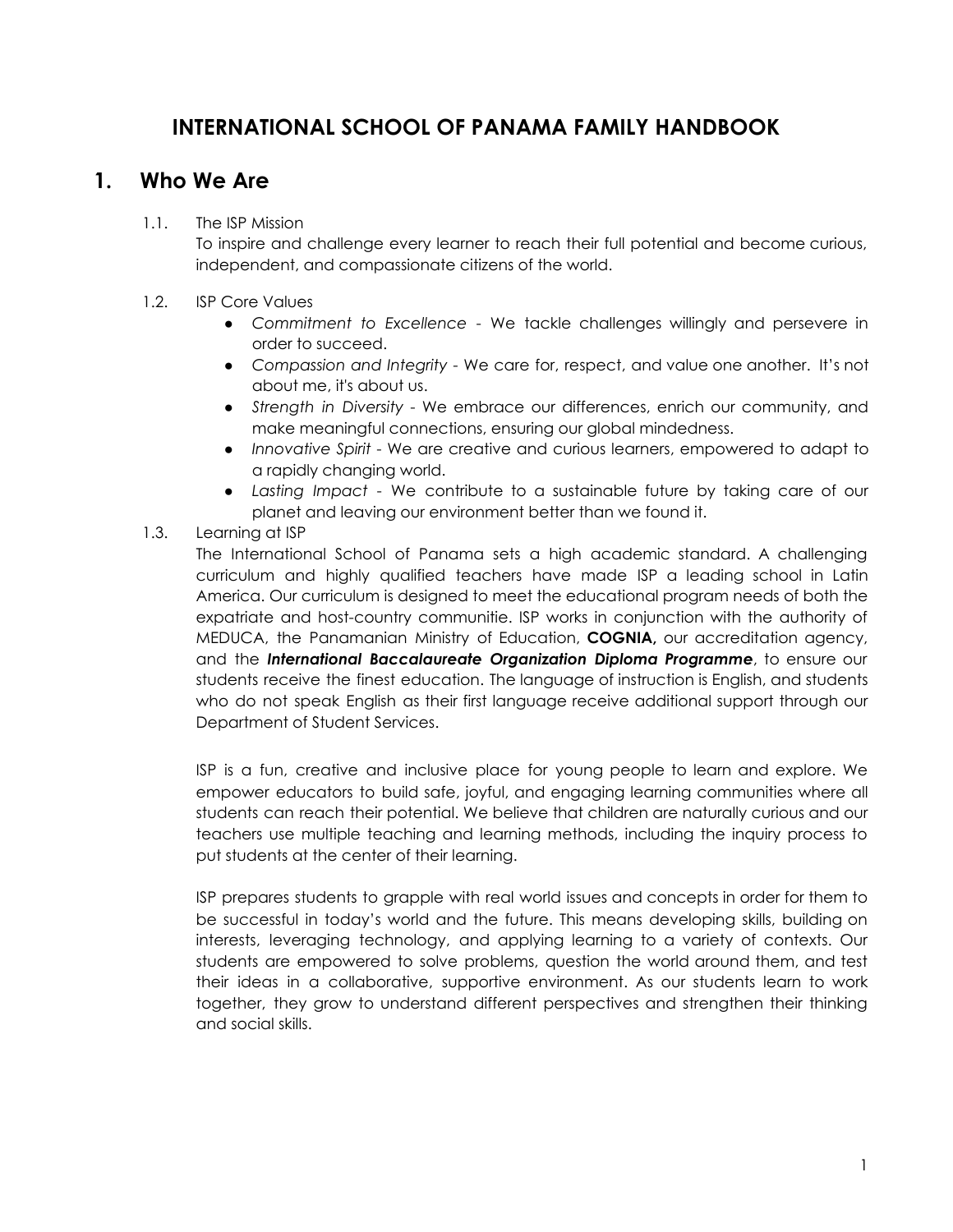# INTERNATIONAL SCHOOL OF PANAMA FAMILY HANDBOOK

## 1. Who We Are

### 1.1. The ISP Mission

To inspire and challenge every learner to reach their full potential and become curious, independent, and compassionate citizens of the world.

### 1.2. ISP Core Values

- *Commitment to Excellence* - We tackle challenges willingly and persevere in order to succeed.
- *Compassion and Integrity* - We care for, respect, and value one another. It's not about me, it's about us.
- *Strength in Diversity* - We embrace our differences, enrich our community, and make meaningful connections, ensuring our global mindedness.
- *Innovative Spirit* - We are creative and curious learners, empowered to adapt to a rapidly changing world.
- *Lasting Impact* - We contribute to a sustainable future by taking care of our planet and leaving our environment better than we found it.

### 1.3. Learning at ISP

The International School of Panama sets a high academic standard. A challenging curriculum and highly qualified teachers have made ISP a leading school in Latin America. Our curriculum is designed to meet the educational program needs of both the expatriate and host-country communitie. ISP works in conjunction with the authority of MEDUCA, the Panamanian Ministry of Education, **COGNIA,** our accreditation agency, and the ***International Baccalaureate Organization Diploma Programme***, to ensure our students receive the finest education. The language of instruction is English, and students who do not speak English as their first language receive additional support through our Department of Student Services.

ISP is a fun, creative and inclusive place for young people to learn and explore. We empower educators to build safe, joyful, and engaging learning communities where all students can reach their potential. We believe that children are naturally curious and our teachers use multiple teaching and learning methods, including the inquiry process to put students at the center of their learning.

ISP prepares students to grapple with real world issues and concepts in order for them to be successful in today's world and the future. This means developing skills, building on interests, leveraging technology, and applying learning to a variety of contexts. Our students are empowered to solve problems, question the world around them, and test their ideas in a collaborative, supportive environment. As our students learn to work together, they grow to understand different perspectives and strengthen their thinking and social skills.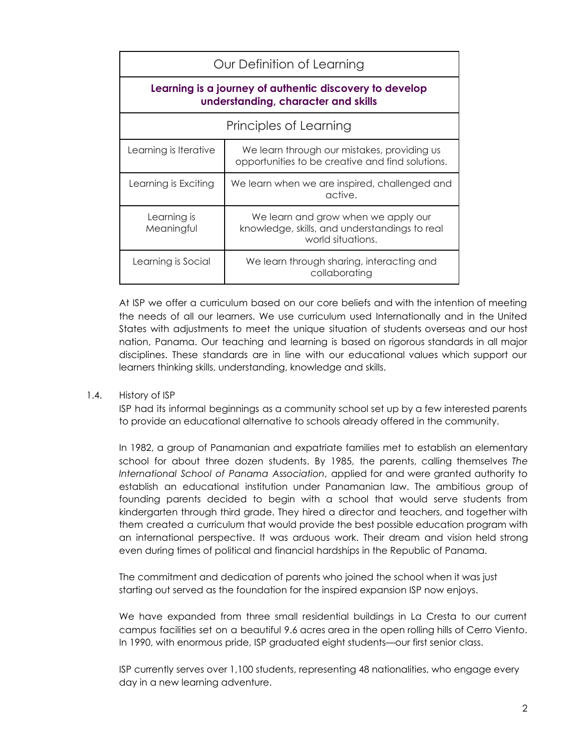| Our Definition of Learning | |
|---|---|
| **Learning is a journey of authentic discovery to develop understanding, character and skills** | |
| Principles of Learning | |
| Learning is Iterative | We learn through our mistakes, providing us opportunities to be creative and find solutions. |
| Learning is Exciting | We learn when we are inspired, challenged and active. |
| Learning is Meaningful | We learn and grow when we apply our knowledge, skills, and understandings to real world situations. |
| Learning is Social | We learn through sharing, interacting and collaborating |

At ISP we offer a curriculum based on our core beliefs and with the intention of meeting the needs of all our learners. We use curriculum used Internationally and in the United States with adjustments to meet the unique situation of students overseas and our host nation, Panama. Our teaching and learning is based on rigorous standards in all major disciplines. These standards are in line with our educational values which support our learners thinking skills, understanding, knowledge and skills.

1.4. History of ISP

ISP had its informal beginnings as a community school set up by a few interested parents to provide an educational alternative to schools already offered in the community.

In 1982, a group of Panamanian and expatriate families met to establish an elementary school for about three dozen students. By 1985, the parents, calling themselves *The International School of Panama Association*, applied for and were granted authority to establish an educational institution under Panamanian law. The ambitious group of founding parents decided to begin with a school that would serve students from kindergarten through third grade. They hired a director and teachers, and together with them created a curriculum that would provide the best possible education program with an international perspective. It was arduous work. Their dream and vision held strong even during times of political and financial hardships in the Republic of Panama.

The commitment and dedication of parents who joined the school when it was just starting out served as the foundation for the inspired expansion ISP now enjoys.

We have expanded from three small residential buildings in La Cresta to our current campus facilities set on a beautiful 9.6 acres area in the open rolling hills of Cerro Viento. In 1990, with enormous pride, ISP graduated eight students—our first senior class.

ISP currently serves over 1,100 students, representing 48 nationalities, who engage every day in a new learning adventure.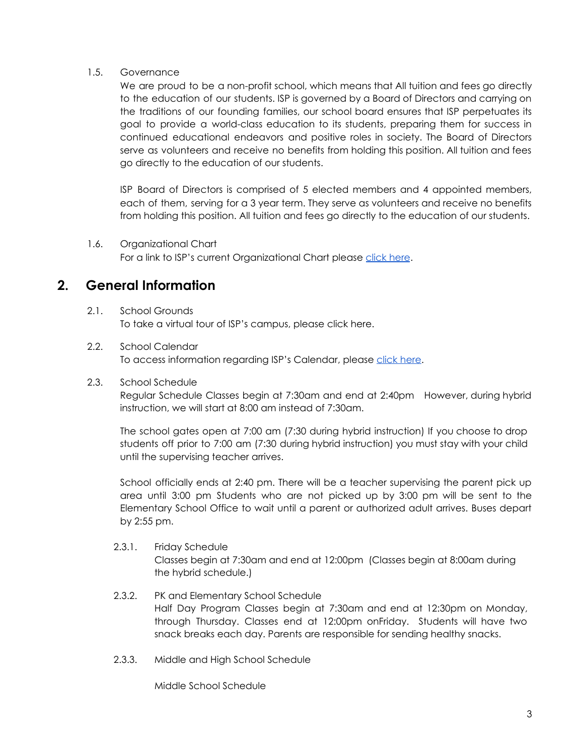1.5. Governance

We are proud to be a non-profit school, which means that All tuition and fees go directly to the education of our students. ISP is governed by a Board of Directors and carrying on the traditions of our founding families, our school board ensures that ISP perpetuates its goal to provide a world-class education to its students, preparing them for success in continued educational endeavors and positive roles in society. The Board of Directors serve as volunteers and receive no benefits from holding this position. All tuition and fees go directly to the education of our students.

ISP Board of Directors is comprised of 5 elected members and 4 appointed members, each of them, serving for a 3 year term. They serve as volunteers and receive no benefits from holding this position. All tuition and fees go directly to the education of our students.

1.6. Organizational Chart

For a link to ISP's current Organizational Chart please click here.

## 2. General Information

2.1. School Grounds

To take a virtual tour of ISP's campus, please click here.

2.2. School Calendar

To access information regarding ISP's Calendar, please click here.

2.3. School Schedule

Regular Schedule Classes begin at 7:30am and end at 2:40pm However, during hybrid instruction, we will start at 8:00 am instead of 7:30am.

The school gates open at 7:00 am (7:30 during hybrid instruction) If you choose to drop students off prior to 7:00 am (7:30 during hybrid instruction) you must stay with your child until the supervising teacher arrives.

School officially ends at 2:40 pm. There will be a teacher supervising the parent pick up area until 3:00 pm Students who are not picked up by 3:00 pm will be sent to the Elementary School Office to wait until a parent or authorized adult arrives. Buses depart by 2:55 pm.

2.3.1. Friday Schedule

Classes begin at 7:30am and end at 12:00pm (Classes begin at 8:00am during the hybrid schedule.)

2.3.2. PK and Elementary School Schedule

Half Day Program Classes begin at 7:30am and end at 12:30pm on Monday, through Thursday. Classes end at 12:00pm onFriday. Students will have two snack breaks each day. Parents are responsible for sending healthy snacks.

2.3.3. Middle and High School Schedule

Middle School Schedule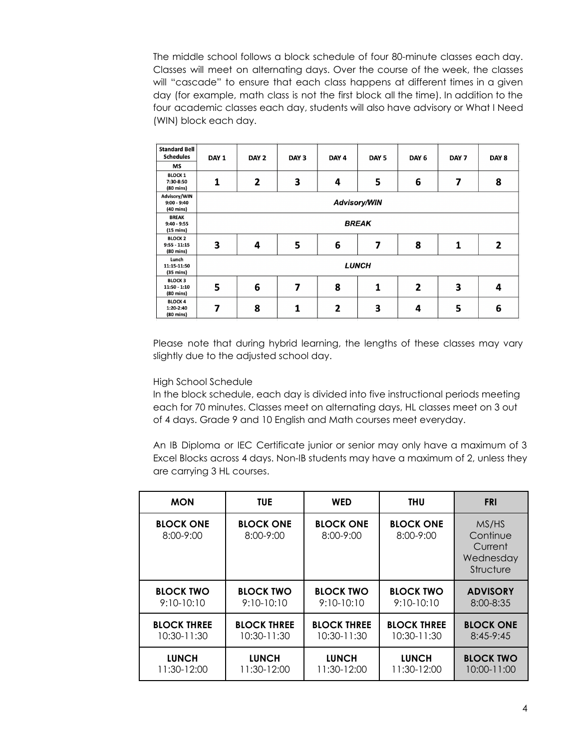The middle school follows a block schedule of four 80-minute classes each day. Classes will meet on alternating days. Over the course of the week, the classes will "cascade" to ensure that each class happens at different times in a given day (for example, math class is not the first block all the time). In addition to the four academic classes each day, students will also have advisory or What I Need (WIN) block each day.

| Standard Bell Schedules MS | DAY 1 | DAY 2 | DAY 3 | DAY 4 | DAY 5 | DAY 6 | DAY 7 | DAY 8 |
|---|---|---|---|---|---|---|---|---|
| BLOCK 1 7:30-8:50 (80 mins) | 1 | 2 | 3 | 4 | 5 | 6 | 7 | 8 |
| Advisory/WIN 9:00 - 9:40 (40 mins) | *Advisory/WIN* | | | | | | | |
| BREAK 9:40 - 9:55 (15 mins) | *BREAK* | | | | | | | |
| BLOCK 2 9:55 - 11:15 (80 mins) | 3 | 4 | 5 | 6 | 7 | 8 | 1 | 2 |
| Lunch 11:15-11:50 (35 mins) | *LUNCH* | | | | | | | |
| BLOCK 3 11:50 - 1:10 (80 mins) | 5 | 6 | 7 | 8 | 1 | 2 | 3 | 4 |
| BLOCK 4 1:20-2:40 (80 mins) | 7 | 8 | 1 | 2 | 3 | 4 | 5 | 6 |

Please note that during hybrid learning, the lengths of these classes may vary slightly due to the adjusted school day.

High School Schedule

In the block schedule, each day is divided into five instructional periods meeting each for 70 minutes. Classes meet on alternating days, HL classes meet on 3 out of 4 days. Grade 9 and 10 English and Math courses meet everyday.

An IB Diploma or IEC Certificate junior or senior may only have a maximum of 3 Excel Blocks across 4 days. Non-IB students may have a maximum of 2, unless they are carrying 3 HL courses.

| MON | TUE | WED | THU | FRI |
|---|---|---|---|---|
| **BLOCK ONE** 8:00-9:00 | **BLOCK ONE** 8:00-9:00 | **BLOCK ONE** 8:00-9:00 | **BLOCK ONE** 8:00-9:00 | MS/HS Continue Current Wednesday Structure |
| **BLOCK TWO** 9:10-10:10 | **BLOCK TWO** 9:10-10:10 | **BLOCK TWO** 9:10-10:10 | **BLOCK TWO** 9:10-10:10 | **ADVISORY** 8:00-8:35 |
| **BLOCK THREE** 10:30-11:30 | **BLOCK THREE** 10:30-11:30 | **BLOCK THREE** 10:30-11:30 | **BLOCK THREE** 10:30-11:30 | **BLOCK ONE** 8:45-9:45 |
| **LUNCH** 11:30-12:00 | **LUNCH** 11:30-12:00 | **LUNCH** 11:30-12:00 | **LUNCH** 11:30-12:00 | **BLOCK TWO** 10:00-11:00 |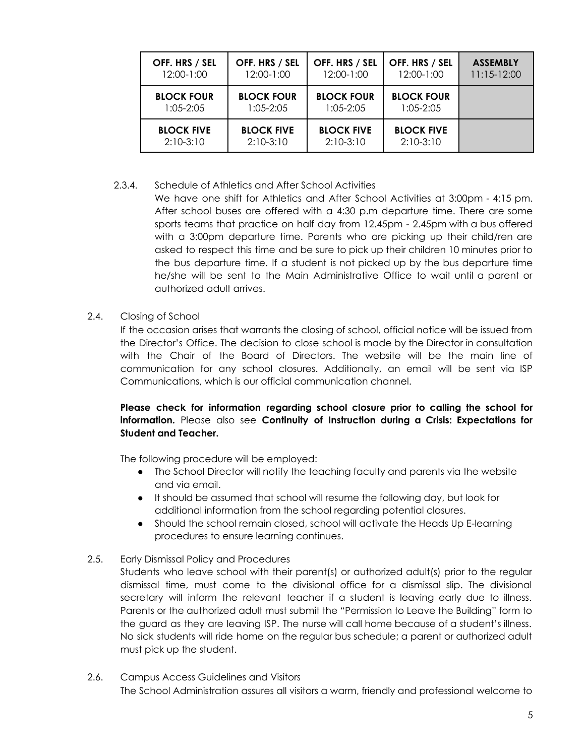| | | | | |
|---|---|---|---|---|
| **OFF. HRS / SEL** 12:00-1:00 | **OFF. HRS / SEL** 12:00-1:00 | **OFF. HRS / SEL** 12:00-1:00 | **OFF. HRS / SEL** 12:00-1:00 | **ASSEMBLY** 11:15-12:00 |
| **BLOCK FOUR** 1:05-2:05 | **BLOCK FOUR** 1:05-2:05 | **BLOCK FOUR** 1:05-2:05 | **BLOCK FOUR** 1:05-2:05 | |
| **BLOCK FIVE** 2:10-3:10 | **BLOCK FIVE** 2:10-3:10 | **BLOCK FIVE** 2:10-3:10 | **BLOCK FIVE** 2:10-3:10 | |

#### 2.3.4. Schedule of Athletics and After School Activities

We have one shift for Athletics and After School Activities at 3:00pm - 4:15 pm. After school buses are offered with a 4:30 p.m departure time. There are some sports teams that practice on half day from 12.45pm - 2.45pm with a bus offered with a 3:00pm departure time. Parents who are picking up their child/ren are asked to respect this time and be sure to pick up their children 10 minutes prior to the bus departure time. If a student is not picked up by the bus departure time he/she will be sent to the Main Administrative Office to wait until a parent or authorized adult arrives.

### 2.4. Closing of School

If the occasion arises that warrants the closing of school, official notice will be issued from the Director's Office. The decision to close school is made by the Director in consultation with the Chair of the Board of Directors. The website will be the main line of communication for any school closures. Additionally, an email will be sent via ISP Communications, which is our official communication channel.

**Please check for information regarding school closure prior to calling the school for information.** Please also see **Continuity of Instruction during a Crisis: Expectations for Student and Teacher.**

The following procedure will be employed:

- The School Director will notify the teaching faculty and parents via the website and via email.
- It should be assumed that school will resume the following day, but look for additional information from the school regarding potential closures.
- Should the school remain closed, school will activate the Heads Up E-learning procedures to ensure learning continues.

### 2.5. Early Dismissal Policy and Procedures

Students who leave school with their parent(s) or authorized adult(s) prior to the regular dismissal time, must come to the divisional office for a dismissal slip. The divisional secretary will inform the relevant teacher if a student is leaving early due to illness. Parents or the authorized adult must submit the "Permission to Leave the Building" form to the guard as they are leaving ISP. The nurse will call home because of a student's illness. No sick students will ride home on the regular bus schedule; a parent or authorized adult must pick up the student.

### 2.6. Campus Access Guidelines and Visitors

The School Administration assures all visitors a warm, friendly and professional welcome to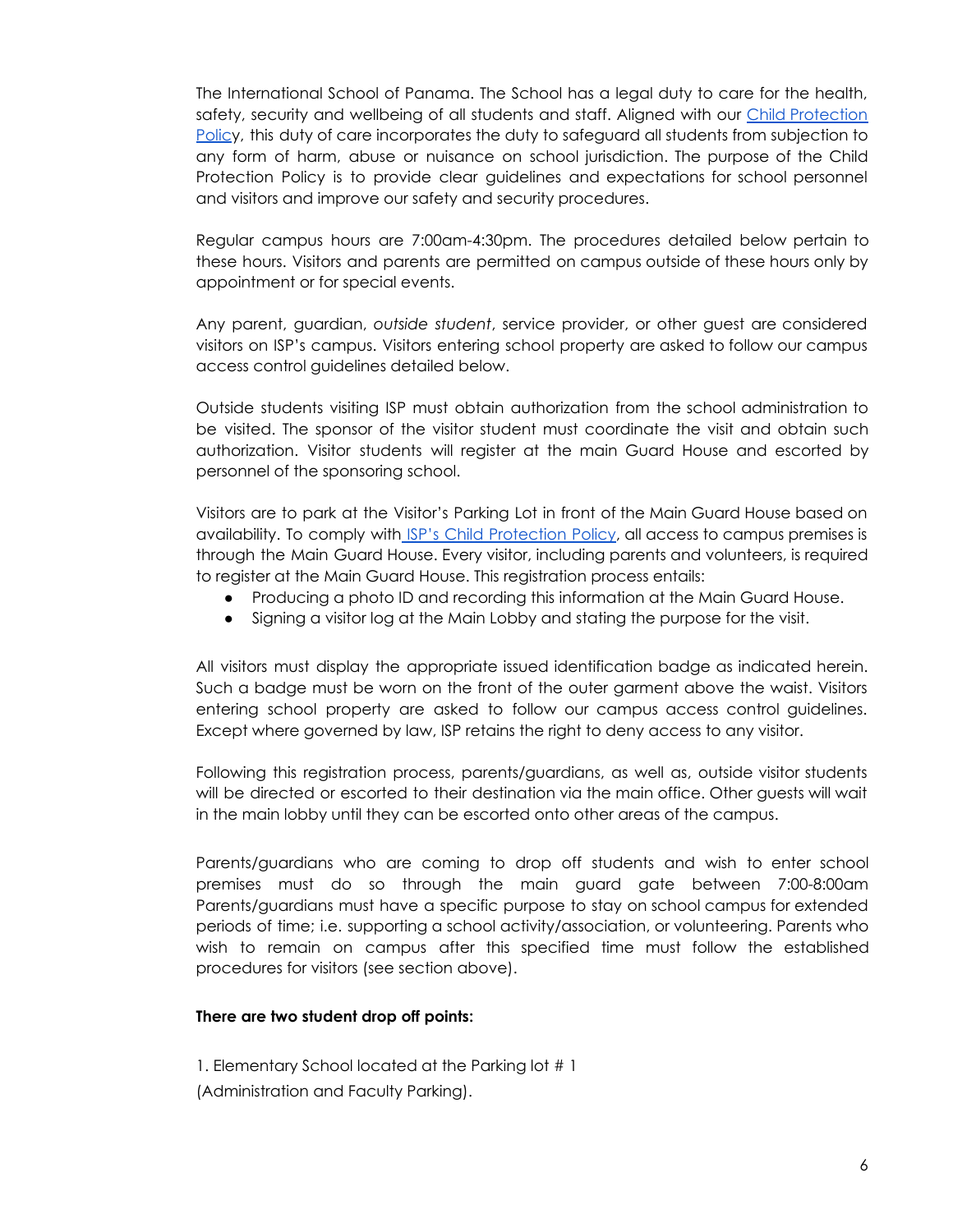The International School of Panama. The School has a legal duty to care for the health, safety, security and wellbeing of all students and staff. Aligned with our [Child Protection Policy](), this duty of care incorporates the duty to safeguard all students from subjection to any form of harm, abuse or nuisance on school jurisdiction. The purpose of the Child Protection Policy is to provide clear guidelines and expectations for school personnel and visitors and improve our safety and security procedures.

Regular campus hours are 7:00am-4:30pm. The procedures detailed below pertain to these hours. Visitors and parents are permitted on campus outside of these hours only by appointment or for special events.

Any parent, guardian, *outside student*, service provider, or other guest are considered visitors on ISP's campus. Visitors entering school property are asked to follow our campus access control guidelines detailed below.

Outside students visiting ISP must obtain authorization from the school administration to be visited. The sponsor of the visitor student must coordinate the visit and obtain such authorization. Visitor students will register at the main Guard House and escorted by personnel of the sponsoring school.

Visitors are to park at the Visitor's Parking Lot in front of the Main Guard House based on availability. To comply with [ISP's Child Protection Policy](), all access to campus premises is through the Main Guard House. Every visitor, including parents and volunteers, is required to register at the Main Guard House. This registration process entails:

- Producing a photo ID and recording this information at the Main Guard House.
- Signing a visitor log at the Main Lobby and stating the purpose for the visit.

All visitors must display the appropriate issued identification badge as indicated herein. Such a badge must be worn on the front of the outer garment above the waist. Visitors entering school property are asked to follow our campus access control guidelines. Except where governed by law, ISP retains the right to deny access to any visitor.

Following this registration process, parents/guardians, as well as, outside visitor students will be directed or escorted to their destination via the main office. Other guests will wait in the main lobby until they can be escorted onto other areas of the campus.

Parents/guardians who are coming to drop off students and wish to enter school premises must do so through the main guard gate between 7:00-8:00am Parents/guardians must have a specific purpose to stay on school campus for extended periods of time; i.e. supporting a school activity/association, or volunteering. Parents who wish to remain on campus after this specified time must follow the established procedures for visitors (see section above).

**There are two student drop off points:**

1. Elementary School located at the Parking lot # 1 (Administration and Faculty Parking).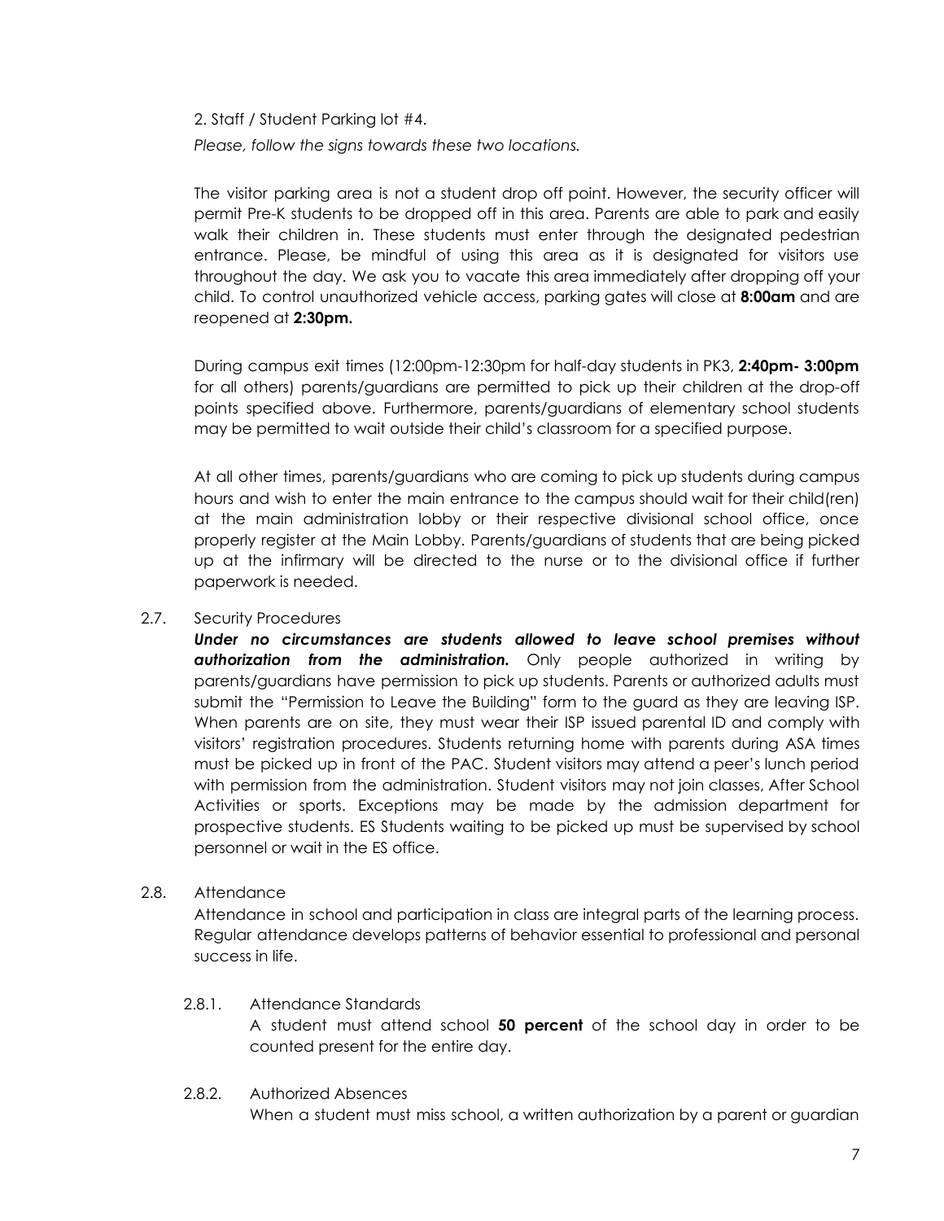2. Staff / Student Parking lot #4.

*Please, follow the signs towards these two locations.*

The visitor parking area is not a student drop off point. However, the security officer will permit Pre-K students to be dropped off in this area. Parents are able to park and easily walk their children in. These students must enter through the designated pedestrian entrance. Please, be mindful of using this area as it is designated for visitors use throughout the day. We ask you to vacate this area immediately after dropping off your child. To control unauthorized vehicle access, parking gates will close at **8:00am** and are reopened at **2:30pm.**

During campus exit times (12:00pm-12:30pm for half-day students in PK3, **2:40pm- 3:00pm** for all others) parents/guardians are permitted to pick up their children at the drop-off points specified above. Furthermore, parents/guardians of elementary school students may be permitted to wait outside their child's classroom for a specified purpose.

At all other times, parents/guardians who are coming to pick up students during campus hours and wish to enter the main entrance to the campus should wait for their child(ren) at the main administration lobby or their respective divisional school office, once properly register at the Main Lobby. Parents/guardians of students that are being picked up at the infirmary will be directed to the nurse or to the divisional office if further paperwork is needed.

### 2.7. Security Procedures

***Under no circumstances are students allowed to leave school premises without authorization from the administration.*** Only people authorized in writing by parents/guardians have permission to pick up students. Parents or authorized adults must submit the "Permission to Leave the Building" form to the guard as they are leaving ISP. When parents are on site, they must wear their ISP issued parental ID and comply with visitors' registration procedures. Students returning home with parents during ASA times must be picked up in front of the PAC. Student visitors may attend a peer's lunch period with permission from the administration. Student visitors may not join classes, After School Activities or sports. Exceptions may be made by the admission department for prospective students. ES Students waiting to be picked up must be supervised by school personnel or wait in the ES office.

### 2.8. Attendance

Attendance in school and participation in class are integral parts of the learning process. Regular attendance develops patterns of behavior essential to professional and personal success in life.

#### 2.8.1. Attendance Standards

A student must attend school **50 percent** of the school day in order to be counted present for the entire day.

#### 2.8.2. Authorized Absences

When a student must miss school, a written authorization by a parent or guardian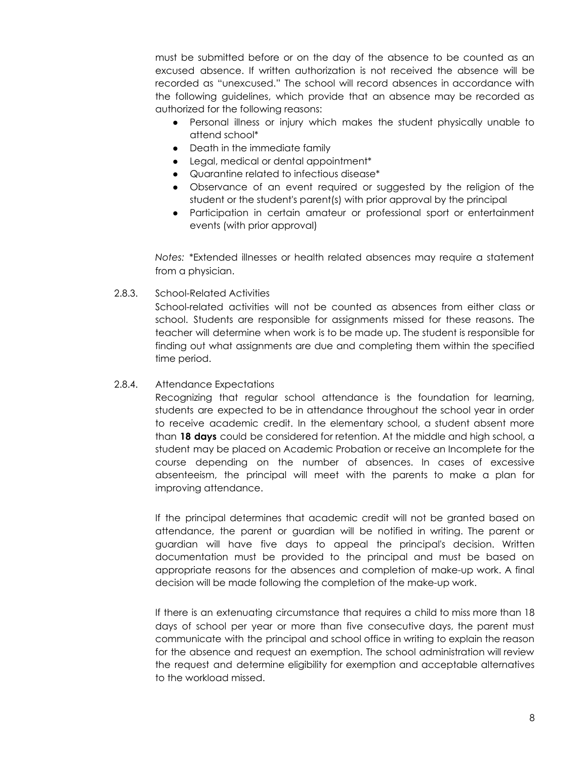must be submitted before or on the day of the absence to be counted as an excused absence. If written authorization is not received the absence will be recorded as "unexcused." The school will record absences in accordance with the following guidelines, which provide that an absence may be recorded as authorized for the following reasons:

- Personal illness or injury which makes the student physically unable to attend school*
- Death in the immediate family
- Legal, medical or dental appointment*
- Quarantine related to infectious disease*
- Observance of an event required or suggested by the religion of the student or the student's parent(s) with prior approval by the principal
- Participation in certain amateur or professional sport or entertainment events (with prior approval)

*Notes:* *Extended illnesses or health related absences may require a statement from a physician.

#### 2.8.3. School-Related Activities

School-related activities will not be counted as absences from either class or school. Students are responsible for assignments missed for these reasons. The teacher will determine when work is to be made up. The student is responsible for finding out what assignments are due and completing them within the specified time period.

#### 2.8.4. Attendance Expectations

Recognizing that regular school attendance is the foundation for learning, students are expected to be in attendance throughout the school year in order to receive academic credit. In the elementary school, a student absent more than **18 days** could be considered for retention. At the middle and high school, a student may be placed on Academic Probation or receive an Incomplete for the course depending on the number of absences. In cases of excessive absenteeism, the principal will meet with the parents to make a plan for improving attendance.

If the principal determines that academic credit will not be granted based on attendance, the parent or guardian will be notified in writing. The parent or guardian will have five days to appeal the principal's decision. Written documentation must be provided to the principal and must be based on appropriate reasons for the absences and completion of make-up work. A final decision will be made following the completion of the make-up work.

If there is an extenuating circumstance that requires a child to miss more than 18 days of school per year or more than five consecutive days, the parent must communicate with the principal and school office in writing to explain the reason for the absence and request an exemption. The school administration will review the request and determine eligibility for exemption and acceptable alternatives to the workload missed.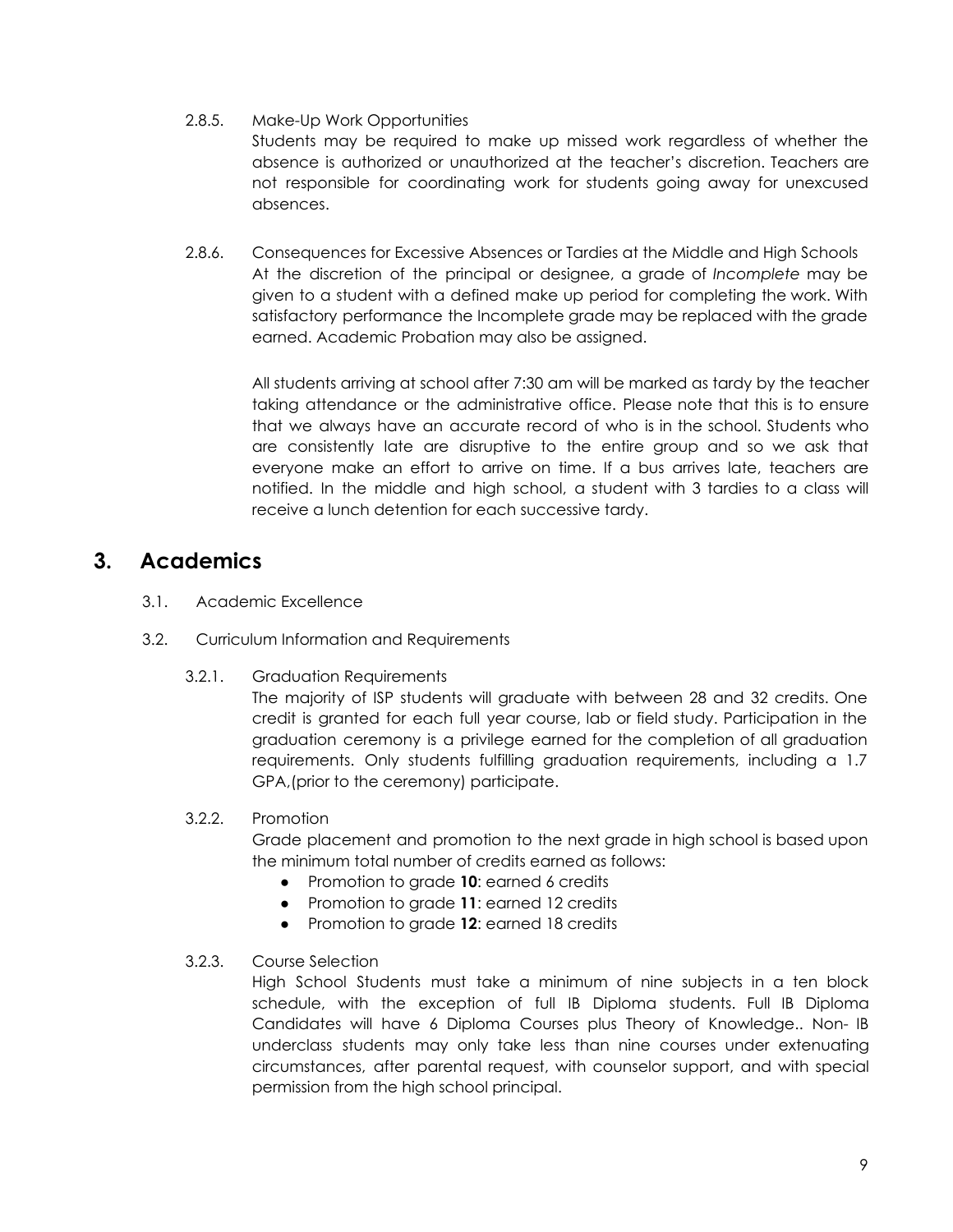#### 2.8.5. Make-Up Work Opportunities

Students may be required to make up missed work regardless of whether the absence is authorized or unauthorized at the teacher's discretion. Teachers are not responsible for coordinating work for students going away for unexcused absences.

#### 2.8.6. Consequences for Excessive Absences or Tardies at the Middle and High Schools

At the discretion of the principal or designee, a grade of *Incomplete* may be given to a student with a defined make up period for completing the work. With satisfactory performance the Incomplete grade may be replaced with the grade earned. Academic Probation may also be assigned.

All students arriving at school after 7:30 am will be marked as tardy by the teacher taking attendance or the administrative office. Please note that this is to ensure that we always have an accurate record of who is in the school. Students who are consistently late are disruptive to the entire group and so we ask that everyone make an effort to arrive on time. If a bus arrives late, teachers are notified. In the middle and high school, a student with 3 tardies to a class will receive a lunch detention for each successive tardy.

# 3. Academics

## 3.1. Academic Excellence

## 3.2. Curriculum Information and Requirements

### 3.2.1. Graduation Requirements

The majority of ISP students will graduate with between 28 and 32 credits. One credit is granted for each full year course, lab or field study. Participation in the graduation ceremony is a privilege earned for the completion of all graduation requirements. Only students fulfilling graduation requirements, including a 1.7 GPA,(prior to the ceremony) participate.

### 3.2.2. Promotion

Grade placement and promotion to the next grade in high school is based upon the minimum total number of credits earned as follows:

- Promotion to grade **10**: earned 6 credits
- Promotion to grade **11**: earned 12 credits
- Promotion to grade **12**: earned 18 credits

### 3.2.3. Course Selection

High School Students must take a minimum of nine subjects in a ten block schedule, with the exception of full IB Diploma students. Full IB Diploma Candidates will have 6 Diploma Courses plus Theory of Knowledge.. Non- IB underclass students may only take less than nine courses under extenuating circumstances, after parental request, with counselor support, and with special permission from the high school principal.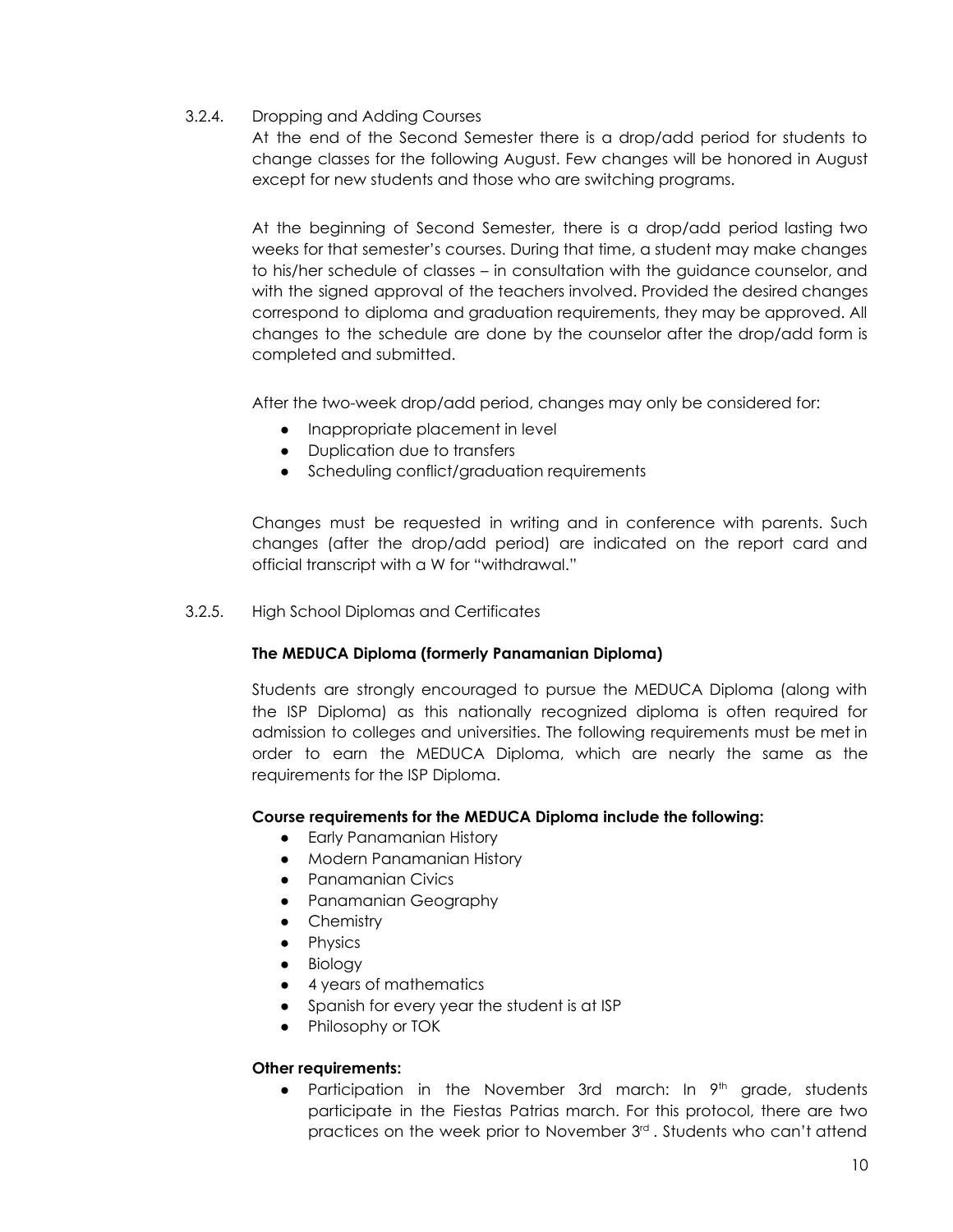### 3.2.4. Dropping and Adding Courses

At the end of the Second Semester there is a drop/add period for students to change classes for the following August. Few changes will be honored in August except for new students and those who are switching programs.

At the beginning of Second Semester, there is a drop/add period lasting two weeks for that semester's courses. During that time, a student may make changes to his/her schedule of classes – in consultation with the guidance counselor, and with the signed approval of the teachers involved. Provided the desired changes correspond to diploma and graduation requirements, they may be approved. All changes to the schedule are done by the counselor after the drop/add form is completed and submitted.

After the two-week drop/add period, changes may only be considered for:

- Inappropriate placement in level
- Duplication due to transfers
- Scheduling conflict/graduation requirements

Changes must be requested in writing and in conference with parents. Such changes (after the drop/add period) are indicated on the report card and official transcript with a W for "withdrawal."

### 3.2.5. High School Diplomas and Certificates

**The MEDUCA Diploma (formerly Panamanian Diploma)**

Students are strongly encouraged to pursue the MEDUCA Diploma (along with the ISP Diploma) as this nationally recognized diploma is often required for admission to colleges and universities. The following requirements must be met in order to earn the MEDUCA Diploma, which are nearly the same as the requirements for the ISP Diploma.

**Course requirements for the MEDUCA Diploma include the following:**

- Early Panamanian History
- Modern Panamanian History
- Panamanian Civics
- Panamanian Geography
- Chemistry
- Physics
- Biology
- 4 years of mathematics
- Spanish for every year the student is at ISP
- Philosophy or TOK

**Other requirements:**

- Participation in the November 3rd march: In 9th grade, students participate in the Fiestas Patrias march. For this protocol, there are two practices on the week prior to November 3rd. Students who can't attend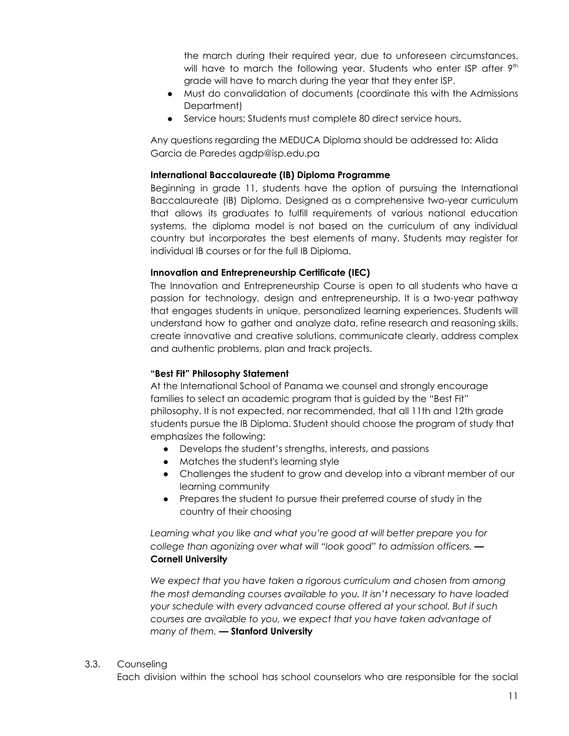the march during their required year, due to unforeseen circumstances, will have to march the following year. Students who enter ISP after 9th grade will have to march during the year that they enter ISP.

- Must do convalidation of documents (coordinate this with the Admissions Department)
- Service hours: Students must complete 80 direct service hours.

Any questions regarding the MEDUCA Diploma should be addressed to: Alida Garcia de Paredes agdp@isp.edu.pa

**International Baccalaureate (IB) Diploma Programme**

Beginning in grade 11, students have the option of pursuing the International Baccalaureate (IB) Diploma. Designed as a comprehensive two-year curriculum that allows its graduates to fulfill requirements of various national education systems, the diploma model is not based on the curriculum of any individual country but incorporates the best elements of many. Students may register for individual IB courses or for the full IB Diploma.

**Innovation and Entrepreneurship Certificate (IEC)**

The Innovation and Entrepreneurship Course is open to all students who have a passion for technology, design and entrepreneurship. It is a two-year pathway that engages students in unique, personalized learning experiences. Students will understand how to gather and analyze data, refine research and reasoning skills, create innovative and creative solutions, communicate clearly, address complex and authentic problems, plan and track projects.

**"Best Fit" Philosophy Statement**

At the International School of Panama we counsel and strongly encourage families to select an academic program that is guided by the "Best Fit" philosophy. It is not expected, nor recommended, that all 11th and 12th grade students pursue the IB Diploma. Student should choose the program of study that emphasizes the following:

- Develops the student's strengths, interests, and passions
- Matches the student's learning style
- Challenges the student to grow and develop into a vibrant member of our learning community
- Prepares the student to pursue their preferred course of study in the country of their choosing

*Learning what you like and what you're good at will better prepare you for college than agonizing over what will "look good" to admission officers.* **— Cornell University**

*We expect that you have taken a rigorous curriculum and chosen from among the most demanding courses available to you. It isn't necessary to have loaded your schedule with every advanced course offered at your school. But if such courses are available to you, we expect that you have taken advantage of many of them.* **— Stanford University**

3.3. Counseling

Each division within the school has school counselors who are responsible for the social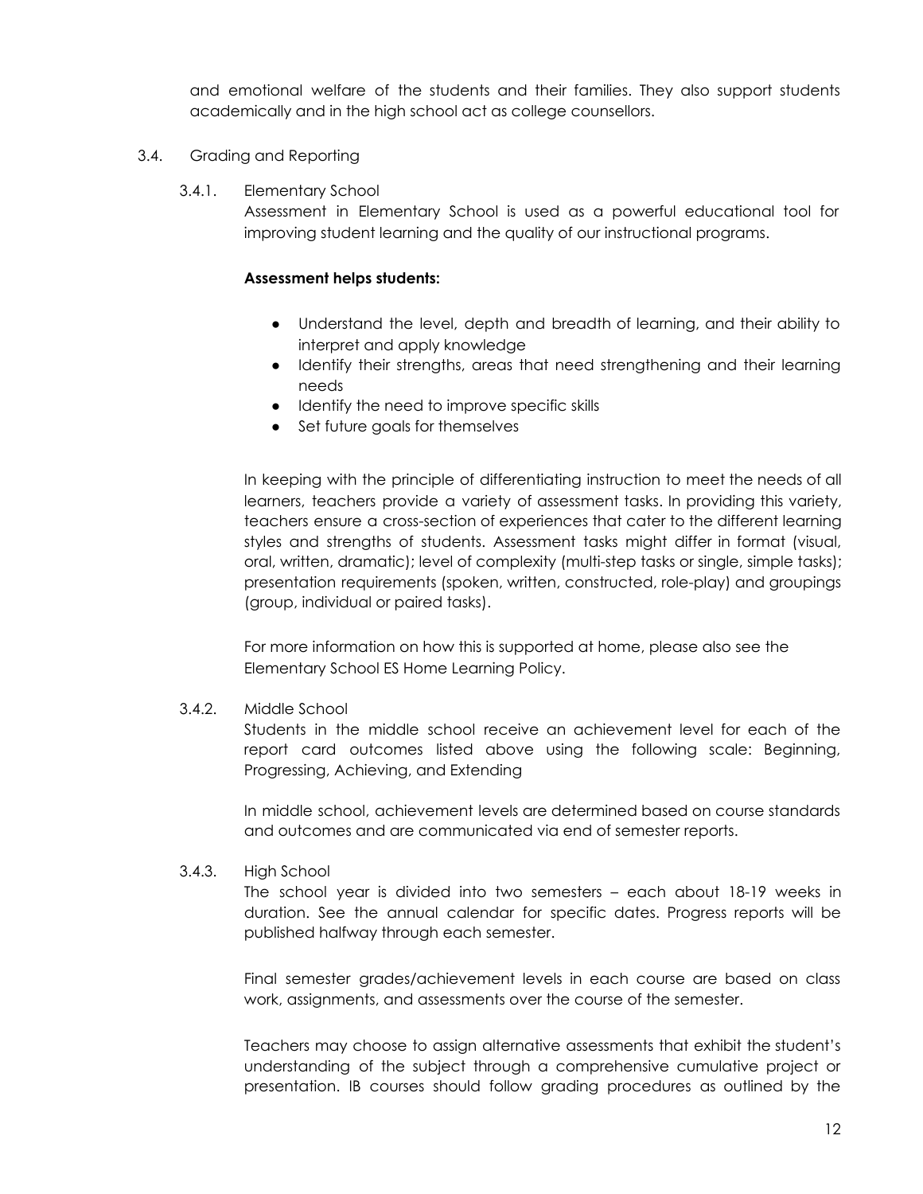and emotional welfare of the students and their families. They also support students academically and in the high school act as college counsellors.

### 3.4. Grading and Reporting

#### 3.4.1. Elementary School

Assessment in Elementary School is used as a powerful educational tool for improving student learning and the quality of our instructional programs.

**Assessment helps students:**

- Understand the level, depth and breadth of learning, and their ability to interpret and apply knowledge
- Identify their strengths, areas that need strengthening and their learning needs
- Identify the need to improve specific skills
- Set future goals for themselves

In keeping with the principle of differentiating instruction to meet the needs of all learners, teachers provide a variety of assessment tasks. In providing this variety, teachers ensure a cross-section of experiences that cater to the different learning styles and strengths of students. Assessment tasks might differ in format (visual, oral, written, dramatic); level of complexity (multi-step tasks or single, simple tasks); presentation requirements (spoken, written, constructed, role-play) and groupings (group, individual or paired tasks).

For more information on how this is supported at home, please also see the Elementary School ES Home Learning Policy.

#### 3.4.2. Middle School

Students in the middle school receive an achievement level for each of the report card outcomes listed above using the following scale: Beginning, Progressing, Achieving, and Extending

In middle school, achievement levels are determined based on course standards and outcomes and are communicated via end of semester reports.

#### 3.4.3. High School

The school year is divided into two semesters – each about 18-19 weeks in duration. See the annual calendar for specific dates. Progress reports will be published halfway through each semester.

Final semester grades/achievement levels in each course are based on class work, assignments, and assessments over the course of the semester.

Teachers may choose to assign alternative assessments that exhibit the student's understanding of the subject through a comprehensive cumulative project or presentation. IB courses should follow grading procedures as outlined by the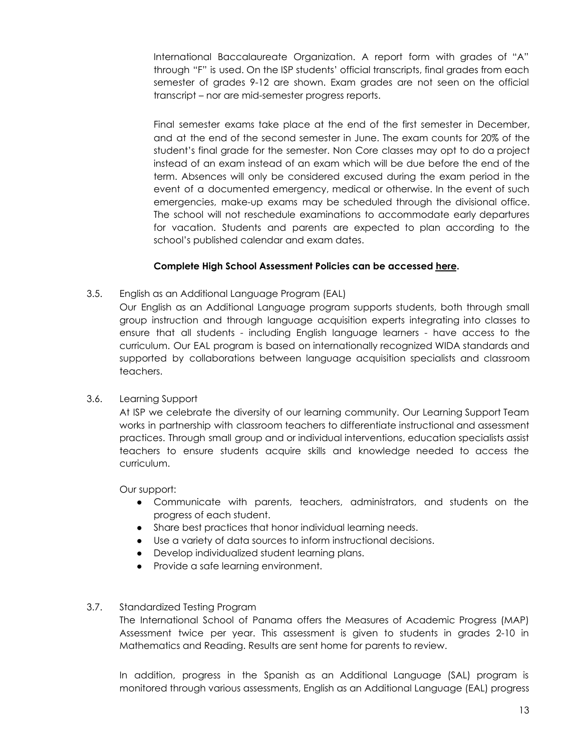International Baccalaureate Organization. A report form with grades of "A" through "F" is used. On the ISP students' official transcripts, final grades from each semester of grades 9-12 are shown. Exam grades are not seen on the official transcript – nor are mid-semester progress reports.

Final semester exams take place at the end of the first semester in December, and at the end of the second semester in June. The exam counts for 20% of the student's final grade for the semester. Non Core classes may opt to do a project instead of an exam instead of an exam which will be due before the end of the term. Absences will only be considered excused during the exam period in the event of a documented emergency, medical or otherwise. In the event of such emergencies, make-up exams may be scheduled through the divisional office. The school will not reschedule examinations to accommodate early departures for vacation. Students and parents are expected to plan according to the school's published calendar and exam dates.

**Complete High School Assessment Policies can be accessed here.**

### 3.5. English as an Additional Language Program (EAL)

Our English as an Additional Language program supports students, both through small group instruction and through language acquisition experts integrating into classes to ensure that all students - including English language learners - have access to the curriculum. Our EAL program is based on internationally recognized WIDA standards and supported by collaborations between language acquisition specialists and classroom teachers.

### 3.6. Learning Support

At ISP we celebrate the diversity of our learning community. Our Learning Support Team works in partnership with classroom teachers to differentiate instructional and assessment practices. Through small group and or individual interventions, education specialists assist teachers to ensure students acquire skills and knowledge needed to access the curriculum.

Our support:

- Communicate with parents, teachers, administrators, and students on the progress of each student.
- Share best practices that honor individual learning needs.
- Use a variety of data sources to inform instructional decisions.
- Develop individualized student learning plans.
- Provide a safe learning environment.

### 3.7. Standardized Testing Program

The International School of Panama offers the Measures of Academic Progress (MAP) Assessment twice per year. This assessment is given to students in grades 2-10 in Mathematics and Reading. Results are sent home for parents to review.

In addition, progress in the Spanish as an Additional Language (SAL) program is monitored through various assessments, English as an Additional Language (EAL) progress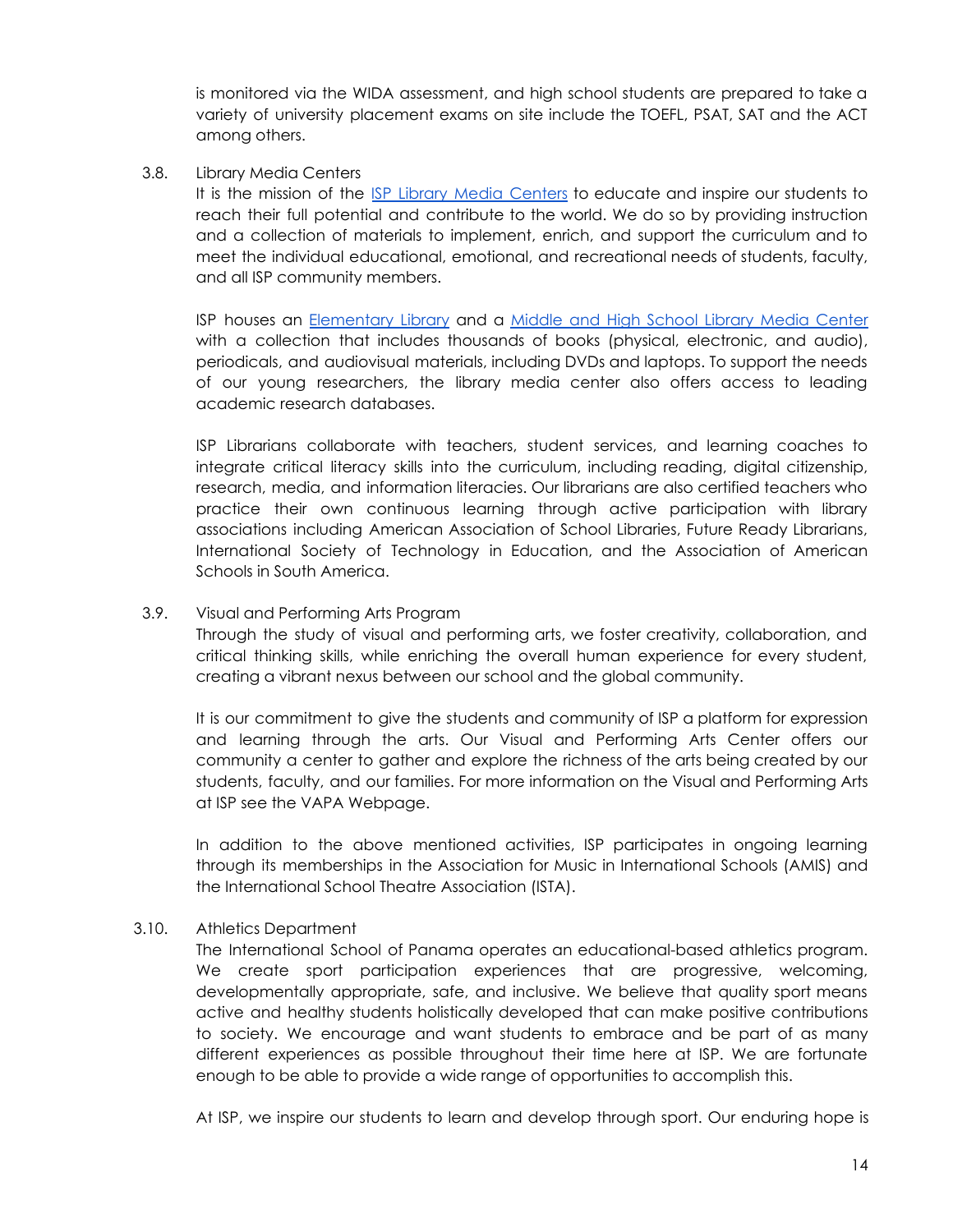is monitored via the WIDA assessment, and high school students are prepared to take a variety of university placement exams on site include the TOEFL, PSAT, SAT and the ACT among others.

### 3.8. Library Media Centers

It is the mission of the ISP Library Media Centers to educate and inspire our students to reach their full potential and contribute to the world. We do so by providing instruction and a collection of materials to implement, enrich, and support the curriculum and to meet the individual educational, emotional, and recreational needs of students, faculty, and all ISP community members.

ISP houses an Elementary Library and a Middle and High School Library Media Center with a collection that includes thousands of books (physical, electronic, and audio), periodicals, and audiovisual materials, including DVDs and laptops. To support the needs of our young researchers, the library media center also offers access to leading academic research databases.

ISP Librarians collaborate with teachers, student services, and learning coaches to integrate critical literacy skills into the curriculum, including reading, digital citizenship, research, media, and information literacies. Our librarians are also certified teachers who practice their own continuous learning through active participation with library associations including American Association of School Libraries, Future Ready Librarians, International Society of Technology in Education, and the Association of American Schools in South America.

### 3.9. Visual and Performing Arts Program

Through the study of visual and performing arts, we foster creativity, collaboration, and critical thinking skills, while enriching the overall human experience for every student, creating a vibrant nexus between our school and the global community.

It is our commitment to give the students and community of ISP a platform for expression and learning through the arts. Our Visual and Performing Arts Center offers our community a center to gather and explore the richness of the arts being created by our students, faculty, and our families. For more information on the Visual and Performing Arts at ISP see the VAPA Webpage.

In addition to the above mentioned activities, ISP participates in ongoing learning through its memberships in the Association for Music in International Schools (AMIS) and the International School Theatre Association (ISTA).

### 3.10. Athletics Department

The International School of Panama operates an educational-based athletics program. We create sport participation experiences that are progressive, welcoming, developmentally appropriate, safe, and inclusive. We believe that quality sport means active and healthy students holistically developed that can make positive contributions to society. We encourage and want students to embrace and be part of as many different experiences as possible throughout their time here at ISP. We are fortunate enough to be able to provide a wide range of opportunities to accomplish this.

At ISP, we inspire our students to learn and develop through sport. Our enduring hope is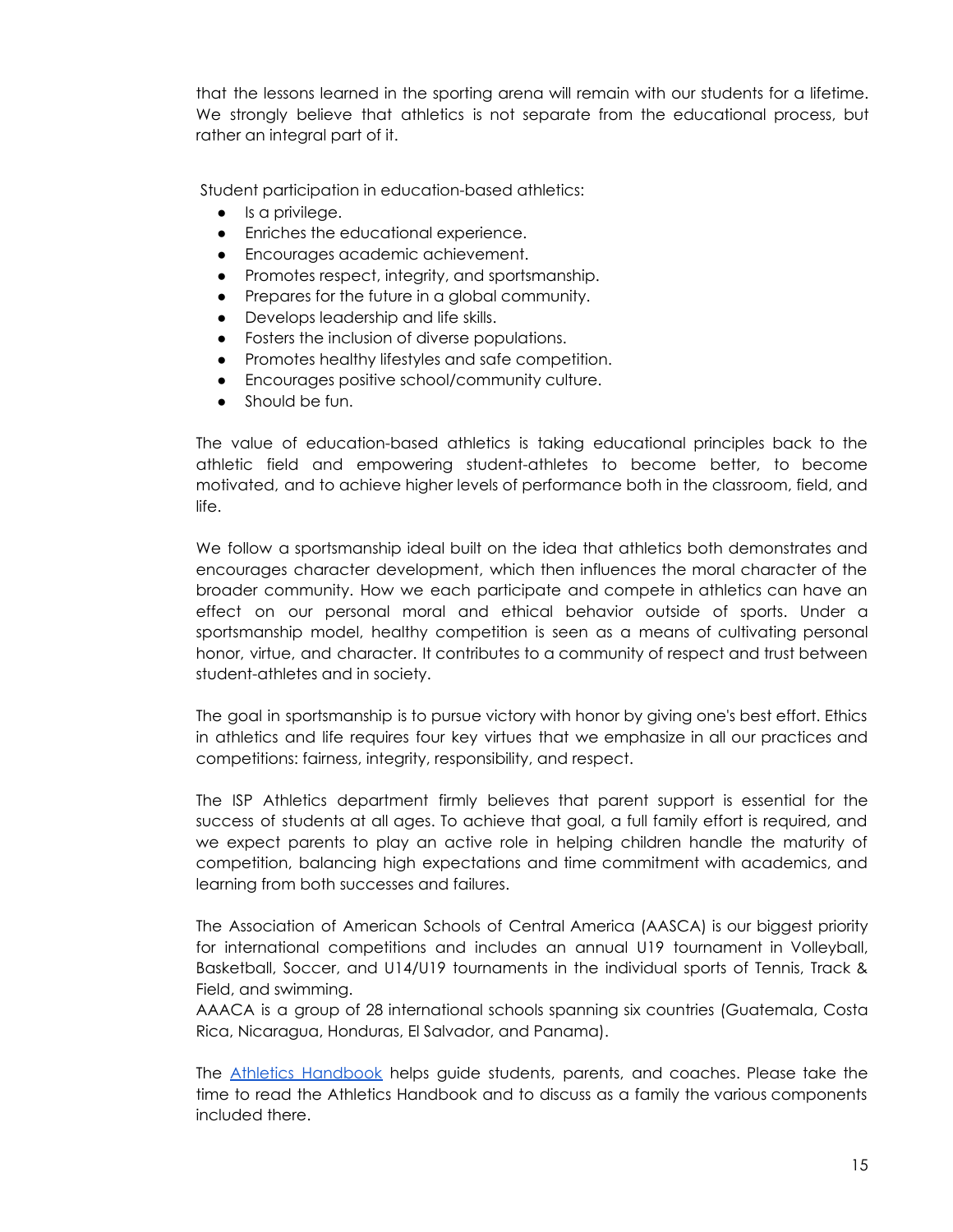that the lessons learned in the sporting arena will remain with our students for a lifetime. We strongly believe that athletics is not separate from the educational process, but rather an integral part of it.

Student participation in education-based athletics:

- Is a privilege.
- Enriches the educational experience.
- Encourages academic achievement.
- Promotes respect, integrity, and sportsmanship.
- Prepares for the future in a global community.
- Develops leadership and life skills.
- Fosters the inclusion of diverse populations.
- Promotes healthy lifestyles and safe competition.
- Encourages positive school/community culture.
- Should be fun.

The value of education-based athletics is taking educational principles back to the athletic field and empowering student-athletes to become better, to become motivated, and to achieve higher levels of performance both in the classroom, field, and life.

We follow a sportsmanship ideal built on the idea that athletics both demonstrates and encourages character development, which then influences the moral character of the broader community. How we each participate and compete in athletics can have an effect on our personal moral and ethical behavior outside of sports. Under a sportsmanship model, healthy competition is seen as a means of cultivating personal honor, virtue, and character. It contributes to a community of respect and trust between student-athletes and in society.

The goal in sportsmanship is to pursue victory with honor by giving one's best effort. Ethics in athletics and life requires four key virtues that we emphasize in all our practices and competitions: fairness, integrity, responsibility, and respect.

The ISP Athletics department firmly believes that parent support is essential for the success of students at all ages. To achieve that goal, a full family effort is required, and we expect parents to play an active role in helping children handle the maturity of competition, balancing high expectations and time commitment with academics, and learning from both successes and failures.

The Association of American Schools of Central America (AASCA) is our biggest priority for international competitions and includes an annual U19 tournament in Volleyball, Basketball, Soccer, and U14/U19 tournaments in the individual sports of Tennis, Track & Field, and swimming.
AAACA is a group of 28 international schools spanning six countries (Guatemala, Costa Rica, Nicaragua, Honduras, El Salvador, and Panama).

The Athletics Handbook helps guide students, parents, and coaches. Please take the time to read the Athletics Handbook and to discuss as a family the various components included there.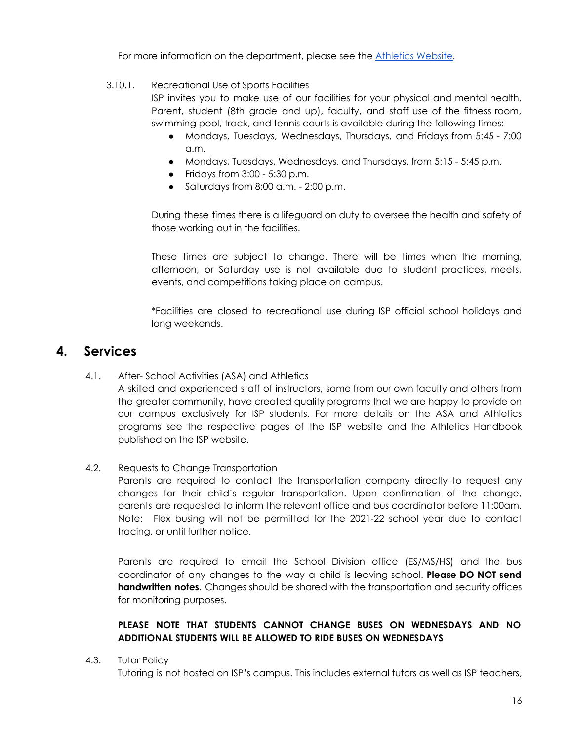For more information on the department, please see the Athletics Website.

### 3.10.1. Recreational Use of Sports Facilities

ISP invites you to make use of our facilities for your physical and mental health. Parent, student (8th grade and up), faculty, and staff use of the fitness room, swimming pool, track, and tennis courts is available during the following times:

- Mondays, Tuesdays, Wednesdays, Thursdays, and Fridays from 5:45 - 7:00 a.m.
- Mondays, Tuesdays, Wednesdays, and Thursdays, from 5:15 - 5:45 p.m.
- Fridays from 3:00 - 5:30 p.m.
- Saturdays from 8:00 a.m. - 2:00 p.m.

During these times there is a lifeguard on duty to oversee the health and safety of those working out in the facilities.

These times are subject to change. There will be times when the morning, afternoon, or Saturday use is not available due to student practices, meets, events, and competitions taking place on campus.

*Facilities are closed to recreational use during ISP official school holidays and long weekends.

# 4. Services

## 4.1. After- School Activities (ASA) and Athletics

A skilled and experienced staff of instructors, some from our own faculty and others from the greater community, have created quality programs that we are happy to provide on our campus exclusively for ISP students. For more details on the ASA and Athletics programs see the respective pages of the ISP website and the Athletics Handbook published on the ISP website.

## 4.2. Requests to Change Transportation

Parents are required to contact the transportation company directly to request any changes for their child's regular transportation. Upon confirmation of the change, parents are requested to inform the relevant office and bus coordinator before 11:00am. Note: Flex busing will not be permitted for the 2021-22 school year due to contact tracing, or until further notice.

Parents are required to email the School Division office (ES/MS/HS) and the bus coordinator of any changes to the way a child is leaving school. **Please DO NOT send handwritten notes**. Changes should be shared with the transportation and security offices for monitoring purposes.

**PLEASE NOTE THAT STUDENTS CANNOT CHANGE BUSES ON WEDNESDAYS AND NO ADDITIONAL STUDENTS WILL BE ALLOWED TO RIDE BUSES ON WEDNESDAYS**

## 4.3. Tutor Policy

Tutoring is not hosted on ISP's campus. This includes external tutors as well as ISP teachers,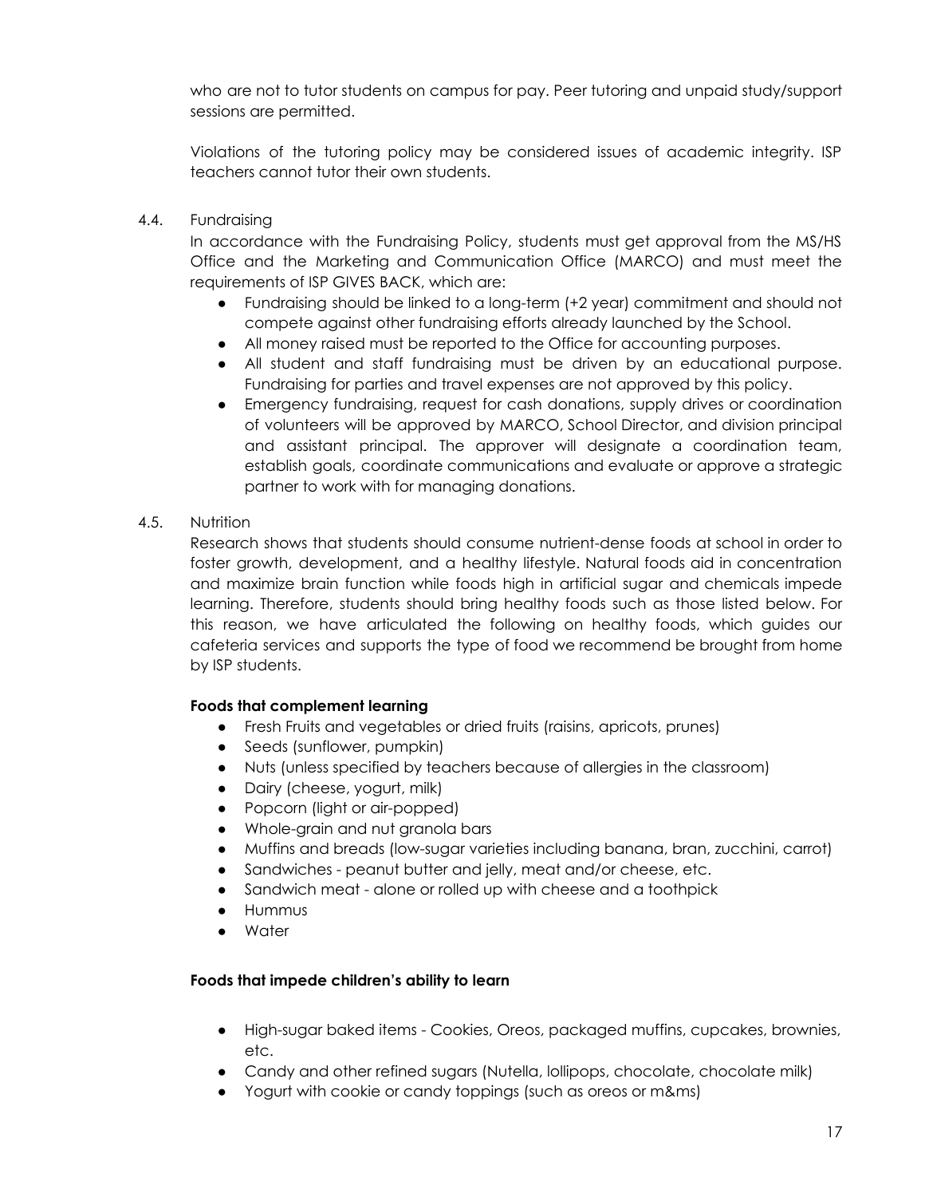who are not to tutor students on campus for pay. Peer tutoring and unpaid study/support sessions are permitted.

Violations of the tutoring policy may be considered issues of academic integrity. ISP teachers cannot tutor their own students.

### 4.4. Fundraising

In accordance with the Fundraising Policy, students must get approval from the MS/HS Office and the Marketing and Communication Office (MARCO) and must meet the requirements of ISP GIVES BACK, which are:

- Fundraising should be linked to a long-term (+2 year) commitment and should not compete against other fundraising efforts already launched by the School.
- All money raised must be reported to the Office for accounting purposes.
- All student and staff fundraising must be driven by an educational purpose. Fundraising for parties and travel expenses are not approved by this policy.
- Emergency fundraising, request for cash donations, supply drives or coordination of volunteers will be approved by MARCO, School Director, and division principal and assistant principal. The approver will designate a coordination team, establish goals, coordinate communications and evaluate or approve a strategic partner to work with for managing donations.

### 4.5. Nutrition

Research shows that students should consume nutrient-dense foods at school in order to foster growth, development, and a healthy lifestyle. Natural foods aid in concentration and maximize brain function while foods high in artificial sugar and chemicals impede learning. Therefore, students should bring healthy foods such as those listed below. For this reason, we have articulated the following on healthy foods, which guides our cafeteria services and supports the type of food we recommend be brought from home by ISP students.

**Foods that complement learning**

- Fresh Fruits and vegetables or dried fruits (raisins, apricots, prunes)
- Seeds (sunflower, pumpkin)
- Nuts (unless specified by teachers because of allergies in the classroom)
- Dairy (cheese, yogurt, milk)
- Popcorn (light or air-popped)
- Whole-grain and nut granola bars
- Muffins and breads (low-sugar varieties including banana, bran, zucchini, carrot)
- Sandwiches - peanut butter and jelly, meat and/or cheese, etc.
- Sandwich meat - alone or rolled up with cheese and a toothpick
- Hummus
- Water

**Foods that impede children's ability to learn**

- High-sugar baked items - Cookies, Oreos, packaged muffins, cupcakes, brownies, etc.
- Candy and other refined sugars (Nutella, lollipops, chocolate, chocolate milk)
- Yogurt with cookie or candy toppings (such as oreos or m&ms)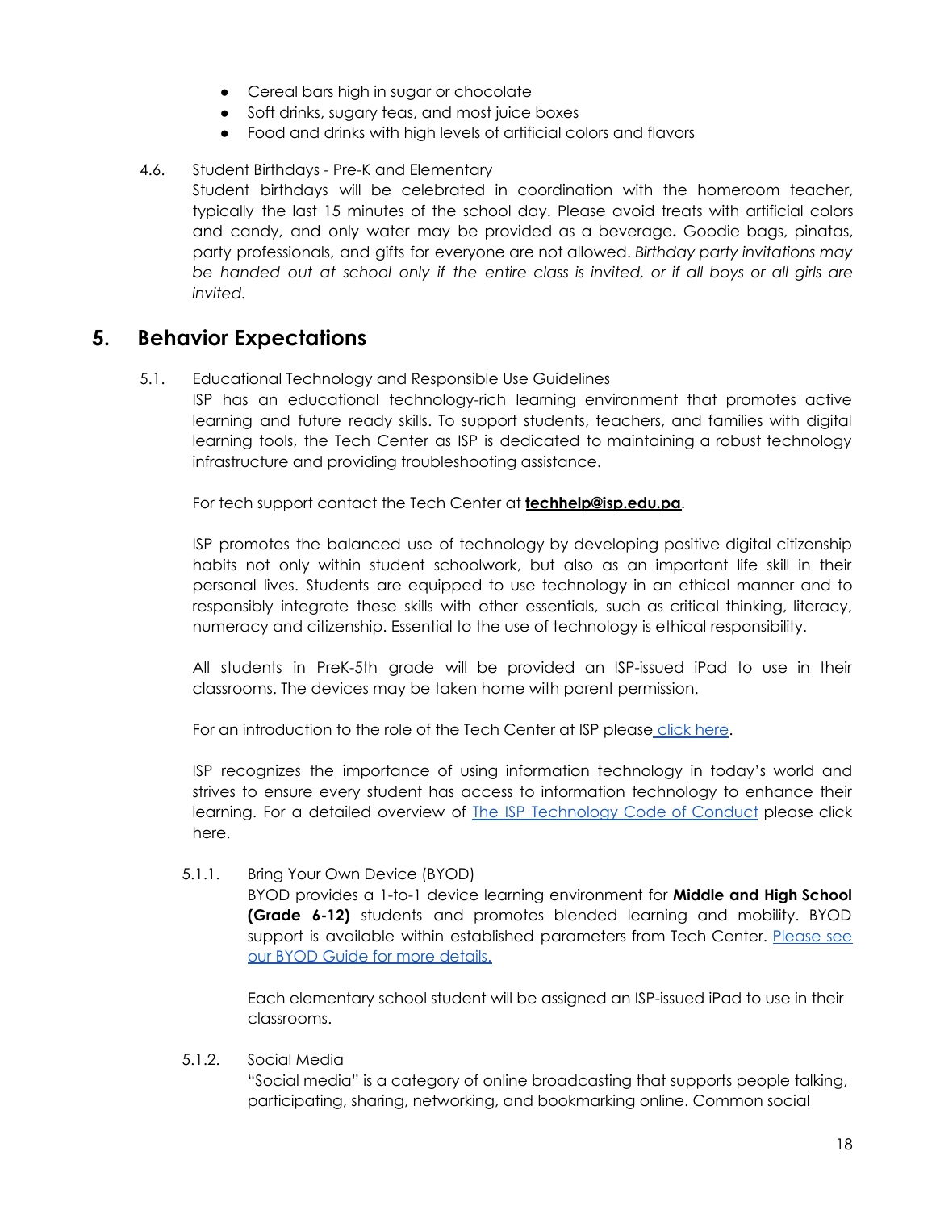- Cereal bars high in sugar or chocolate
- Soft drinks, sugary teas, and most juice boxes
- Food and drinks with high levels of artificial colors and flavors

4.6. Student Birthdays - Pre-K and Elementary

Student birthdays will be celebrated in coordination with the homeroom teacher, typically the last 15 minutes of the school day. Please avoid treats with artificial colors and candy, and only water may be provided as a beverage**.** Goodie bags, pinatas, party professionals, and gifts for everyone are not allowed. *Birthday party invitations may be handed out at school only if the entire class is invited, or if all boys or all girls are invited.*

## 5. Behavior Expectations

5.1. Educational Technology and Responsible Use Guidelines

ISP has an educational technology-rich learning environment that promotes active learning and future ready skills. To support students, teachers, and families with digital learning tools, the Tech Center as ISP is dedicated to maintaining a robust technology infrastructure and providing troubleshooting assistance.

For tech support contact the Tech Center at **techhelp@isp.edu.pa**.

ISP promotes the balanced use of technology by developing positive digital citizenship habits not only within student schoolwork, but also as an important life skill in their personal lives. Students are equipped to use technology in an ethical manner and to responsibly integrate these skills with other essentials, such as critical thinking, literacy, numeracy and citizenship. Essential to the use of technology is ethical responsibility.

All students in PreK-5th grade will be provided an ISP-issued iPad to use in their classrooms. The devices may be taken home with parent permission.

For an introduction to the role of the Tech Center at ISP please click here.

ISP recognizes the importance of using information technology in today's world and strives to ensure every student has access to information technology to enhance their learning. For a detailed overview of The ISP Technology Code of Conduct please click here.

5.1.1. Bring Your Own Device (BYOD)

BYOD provides a 1-to-1 device learning environment for **Middle and High School (Grade 6-12)** students and promotes blended learning and mobility. BYOD support is available within established parameters from Tech Center. Please see our BYOD Guide for more details.

Each elementary school student will be assigned an ISP-issued iPad to use in their classrooms.

5.1.2. Social Media

"Social media" is a category of online broadcasting that supports people talking, participating, sharing, networking, and bookmarking online. Common social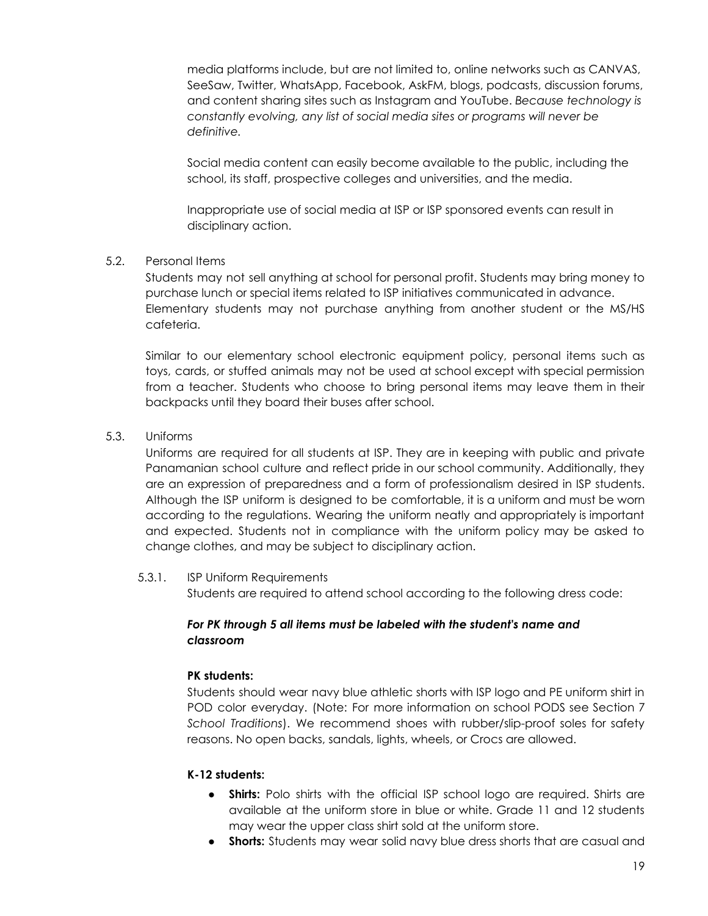media platforms include, but are not limited to, online networks such as CANVAS, SeeSaw, Twitter, WhatsApp, Facebook, AskFM, blogs, podcasts, discussion forums, and content sharing sites such as Instagram and YouTube. *Because technology is constantly evolving, any list of social media sites or programs will never be definitive.*

Social media content can easily become available to the public, including the school, its staff, prospective colleges and universities, and the media.

Inappropriate use of social media at ISP or ISP sponsored events can result in disciplinary action.

### 5.2. Personal Items

Students may not sell anything at school for personal profit. Students may bring money to purchase lunch or special items related to ISP initiatives communicated in advance. Elementary students may not purchase anything from another student or the MS/HS cafeteria.

Similar to our elementary school electronic equipment policy, personal items such as toys, cards, or stuffed animals may not be used at school except with special permission from a teacher. Students who choose to bring personal items may leave them in their backpacks until they board their buses after school.

### 5.3. Uniforms

Uniforms are required for all students at ISP. They are in keeping with public and private Panamanian school culture and reflect pride in our school community. Additionally, they are an expression of preparedness and a form of professionalism desired in ISP students. Although the ISP uniform is designed to be comfortable, it is a uniform and must be worn according to the regulations. Wearing the uniform neatly and appropriately is important and expected. Students not in compliance with the uniform policy may be asked to change clothes, and may be subject to disciplinary action.

#### 5.3.1. ISP Uniform Requirements

Students are required to attend school according to the following dress code:

***For PK through 5 all items must be labeled with the student's name and classroom***

**PK students:**

Students should wear navy blue athletic shorts with ISP logo and PE uniform shirt in POD color everyday. (Note: For more information on school PODS see Section 7 *School Traditions*). We recommend shoes with rubber/slip-proof soles for safety reasons. No open backs, sandals, lights, wheels, or Crocs are allowed.

**K-12 students:**

- **Shirts:** Polo shirts with the official ISP school logo are required. Shirts are available at the uniform store in blue or white. Grade 11 and 12 students may wear the upper class shirt sold at the uniform store.
- **Shorts:** Students may wear solid navy blue dress shorts that are casual and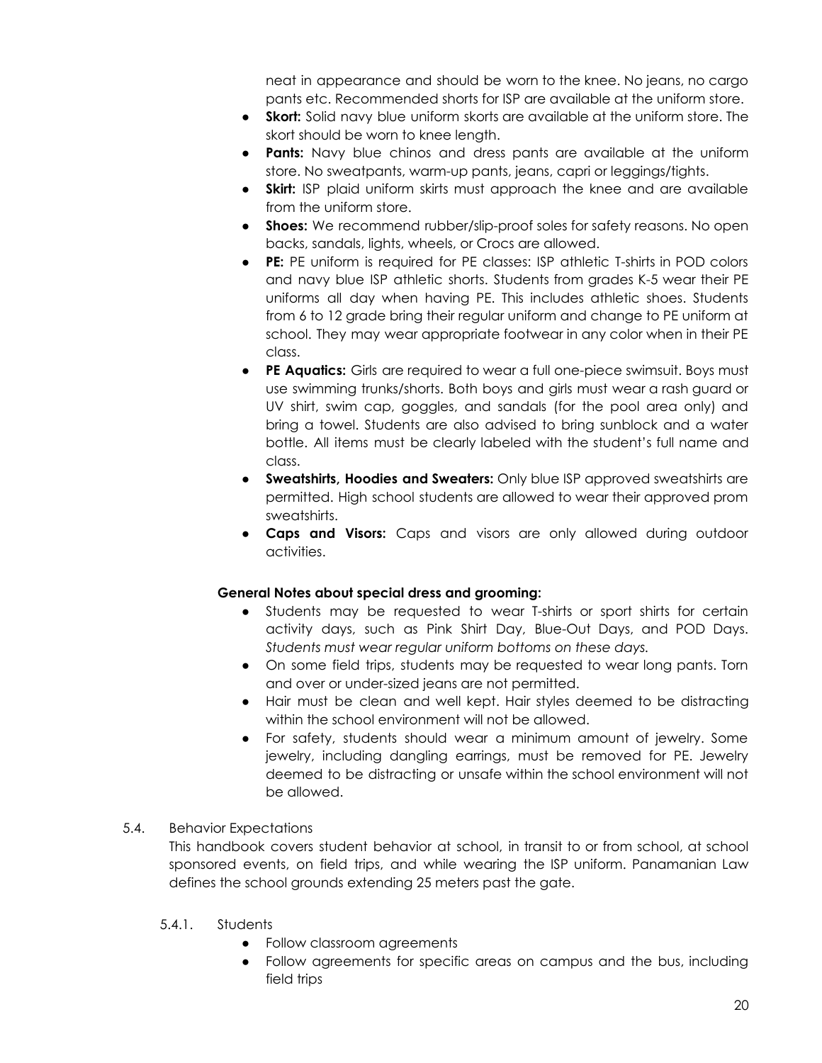neat in appearance and should be worn to the knee. No jeans, no cargo pants etc. Recommended shorts for ISP are available at the uniform store.

- **Skort:** Solid navy blue uniform skorts are available at the uniform store. The skort should be worn to knee length.
- **Pants:** Navy blue chinos and dress pants are available at the uniform store. No sweatpants, warm-up pants, jeans, capri or leggings/tights.
- **Skirt:** ISP plaid uniform skirts must approach the knee and are available from the uniform store.
- **Shoes:** We recommend rubber/slip-proof soles for safety reasons. No open backs, sandals, lights, wheels, or Crocs are allowed.
- **PE:** PE uniform is required for PE classes: ISP athletic T-shirts in POD colors and navy blue ISP athletic shorts. Students from grades K-5 wear their PE uniforms all day when having PE. This includes athletic shoes. Students from 6 to 12 grade bring their regular uniform and change to PE uniform at school. They may wear appropriate footwear in any color when in their PE class.
- **PE Aquatics:** Girls are required to wear a full one-piece swimsuit. Boys must use swimming trunks/shorts. Both boys and girls must wear a rash guard or UV shirt, swim cap, goggles, and sandals (for the pool area only) and bring a towel. Students are also advised to bring sunblock and a water bottle. All items must be clearly labeled with the student's full name and class.
- **Sweatshirts, Hoodies and Sweaters:** Only blue ISP approved sweatshirts are permitted. High school students are allowed to wear their approved prom sweatshirts.
- **Caps and Visors:** Caps and visors are only allowed during outdoor activities.

**General Notes about special dress and grooming:**

- Students may be requested to wear T-shirts or sport shirts for certain activity days, such as Pink Shirt Day, Blue-Out Days, and POD Days. *Students must wear regular uniform bottoms on these days.*
- On some field trips, students may be requested to wear long pants. Torn and over or under-sized jeans are not permitted.
- Hair must be clean and well kept. Hair styles deemed to be distracting within the school environment will not be allowed.
- For safety, students should wear a minimum amount of jewelry. Some jewelry, including dangling earrings, must be removed for PE. Jewelry deemed to be distracting or unsafe within the school environment will not be allowed.

### 5.4. Behavior Expectations

This handbook covers student behavior at school, in transit to or from school, at school sponsored events, on field trips, and while wearing the ISP uniform. Panamanian Law defines the school grounds extending 25 meters past the gate.

#### 5.4.1. Students

- Follow classroom agreements
- Follow agreements for specific areas on campus and the bus, including field trips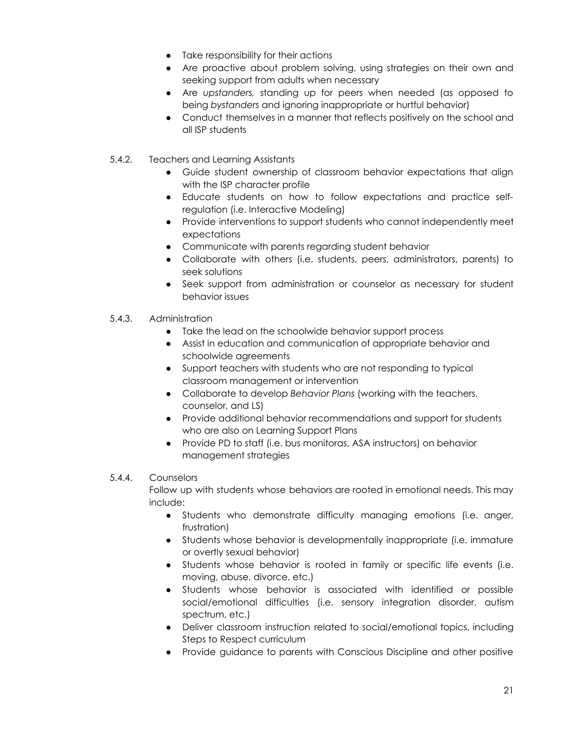- Take responsibility for their actions
- Are proactive about problem solving, using strategies on their own and seeking support from adults when necessary
- Are *upstanders,* standing up for peers when needed (as opposed to being *bystanders* and ignoring inappropriate or hurtful behavior)
- Conduct themselves in a manner that reflects positively on the school and all ISP students

5.4.2. Teachers and Learning Assistants

- Guide student ownership of classroom behavior expectations that align with the ISP character profile
- Educate students on how to follow expectations and practice self-regulation (i.e. Interactive Modeling)
- Provide interventions to support students who cannot independently meet expectations
- Communicate with parents regarding student behavior
- Collaborate with others (i.e. students, peers, administrators, parents) to seek solutions
- Seek support from administration or counselor as necessary for student behavior issues

5.4.3. Administration

- Take the lead on the schoolwide behavior support process
- Assist in education and communication of appropriate behavior and schoolwide agreements
- Support teachers with students who are not responding to typical classroom management or intervention
- Collaborate to develop *Behavior Plans* (working with the teachers, counselor, and LS)
- Provide additional behavior recommendations and support for students who are also on Learning Support Plans
- Provide PD to staff (i.e. bus monitoras, ASA instructors) on behavior management strategies

5.4.4. Counselors

Follow up with students whose behaviors are rooted in emotional needs. This may include:

- Students who demonstrate difficulty managing emotions (i.e. anger, frustration)
- Students whose behavior is developmentally inappropriate (i.e. immature or overtly sexual behavior)
- Students whose behavior is rooted in family or specific life events (i.e. moving, abuse, divorce, etc.)
- Students whose behavior is associated with identified or possible social/emotional difficulties (i.e. sensory integration disorder, autism spectrum, etc.)
- Deliver classroom instruction related to social/emotional topics, including Steps to Respect curriculum
- Provide guidance to parents with Conscious Discipline and other positive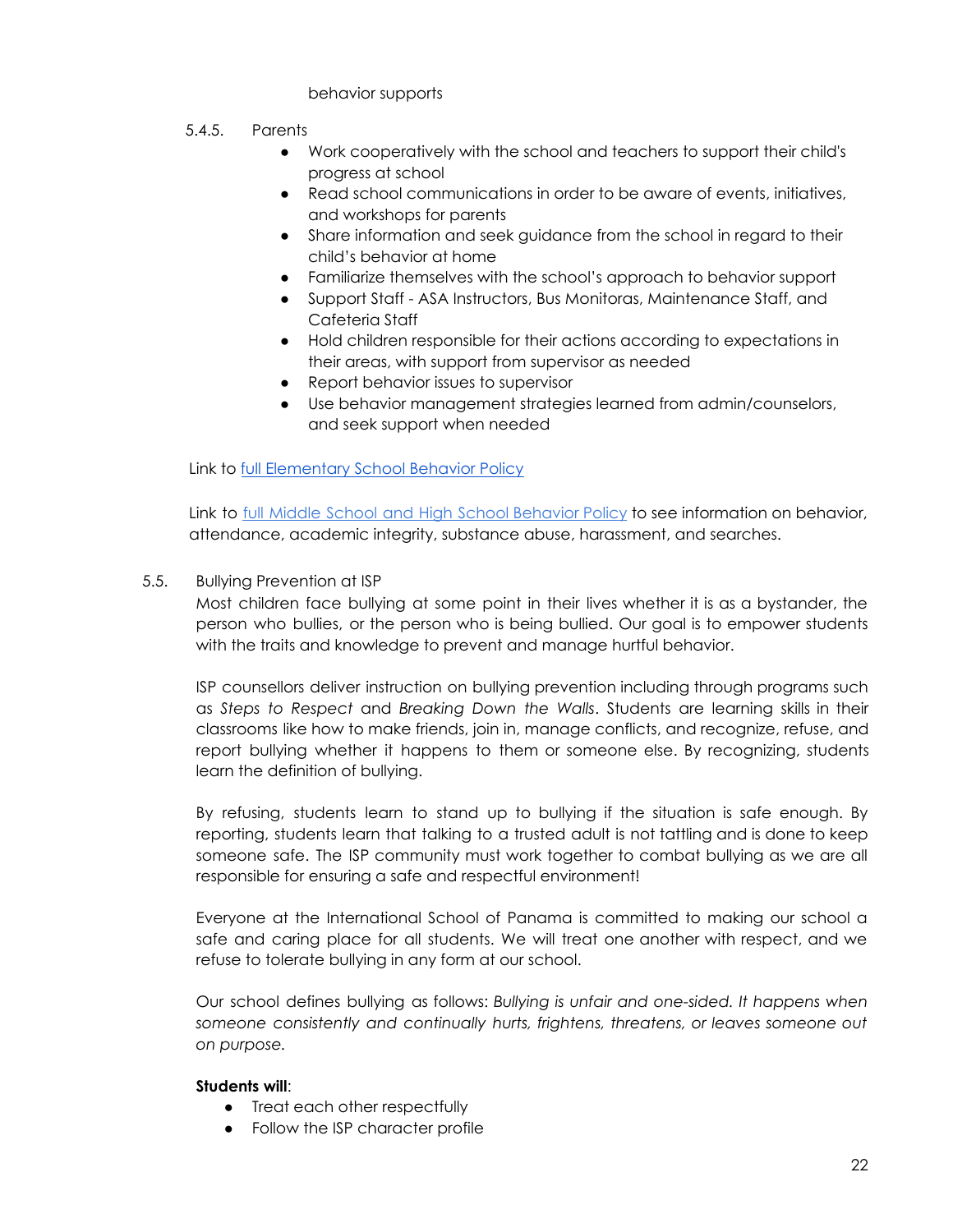behavior supports

5.4.5. Parents

- Work cooperatively with the school and teachers to support their child's progress at school
- Read school communications in order to be aware of events, initiatives, and workshops for parents
- Share information and seek guidance from the school in regard to their child's behavior at home
- Familiarize themselves with the school's approach to behavior support
- Support Staff - ASA Instructors, Bus Monitoras, Maintenance Staff, and Cafeteria Staff
- Hold children responsible for their actions according to expectations in their areas, with support from supervisor as needed
- Report behavior issues to supervisor
- Use behavior management strategies learned from admin/counselors, and seek support when needed

Link to full Elementary School Behavior Policy

Link to full Middle School and High School Behavior Policy to see information on behavior, attendance, academic integrity, substance abuse, harassment, and searches.

5.5. Bullying Prevention at ISP

Most children face bullying at some point in their lives whether it is as a bystander, the person who bullies, or the person who is being bullied. Our goal is to empower students with the traits and knowledge to prevent and manage hurtful behavior.

ISP counsellors deliver instruction on bullying prevention including through programs such as *Steps to Respect* and *Breaking Down the Walls*. Students are learning skills in their classrooms like how to make friends, join in, manage conflicts, and recognize, refuse, and report bullying whether it happens to them or someone else. By recognizing, students learn the definition of bullying.

By refusing, students learn to stand up to bullying if the situation is safe enough. By reporting, students learn that talking to a trusted adult is not tattling and is done to keep someone safe. The ISP community must work together to combat bullying as we are all responsible for ensuring a safe and respectful environment!

Everyone at the International School of Panama is committed to making our school a safe and caring place for all students. We will treat one another with respect, and we refuse to tolerate bullying in any form at our school.

Our school defines bullying as follows: *Bullying is unfair and one-sided. It happens when someone consistently and continually hurts, frightens, threatens, or leaves someone out on purpose.*

**Students will**:

- Treat each other respectfully
- Follow the ISP character profile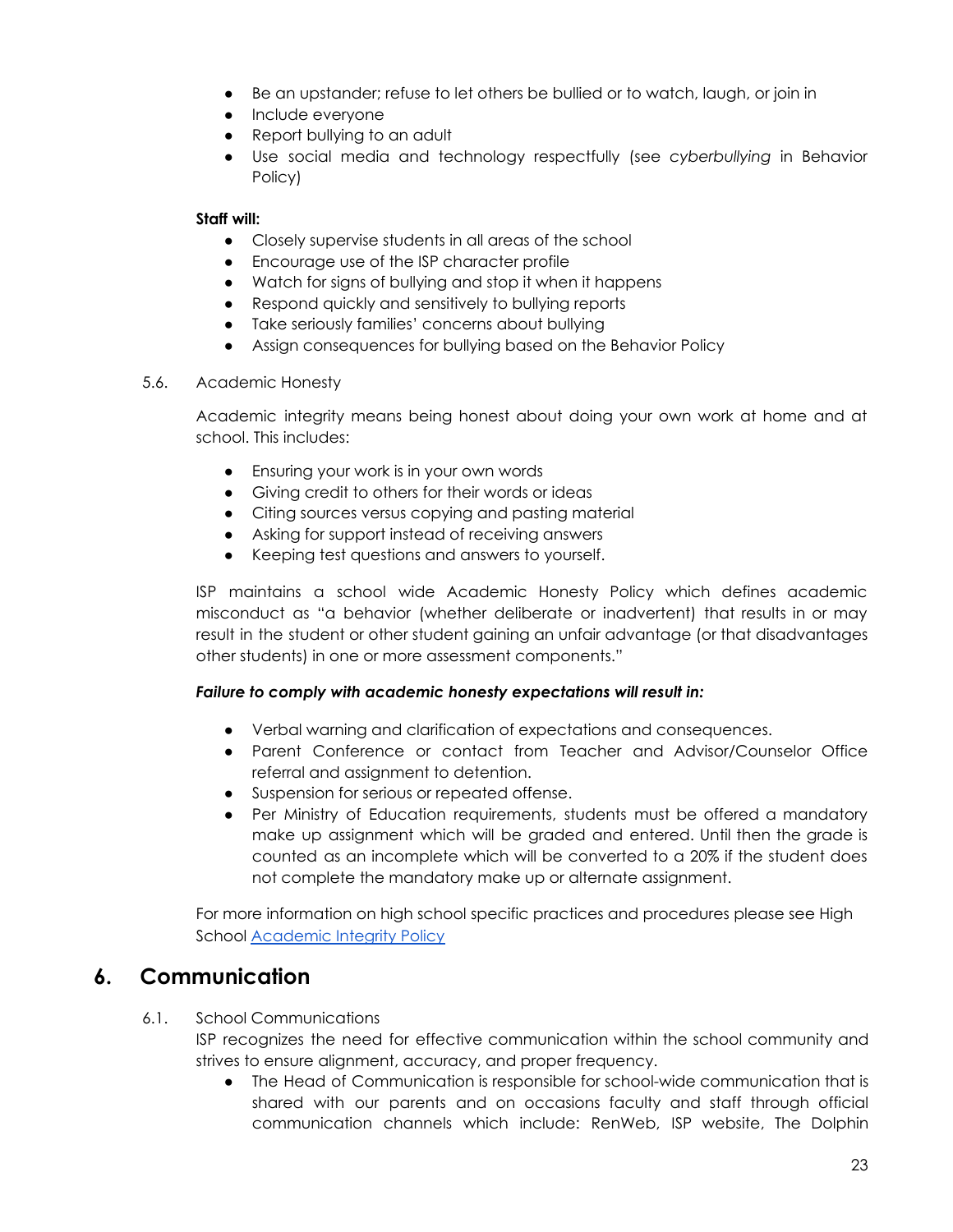- Be an upstander; refuse to let others be bullied or to watch, laugh, or join in
- Include everyone
- Report bullying to an adult
- Use social media and technology respectfully (see *cyberbullying* in Behavior Policy)

**Staff will:**

- Closely supervise students in all areas of the school
- Encourage use of the ISP character profile
- Watch for signs of bullying and stop it when it happens
- Respond quickly and sensitively to bullying reports
- Take seriously families' concerns about bullying
- Assign consequences for bullying based on the Behavior Policy

### 5.6. Academic Honesty

Academic integrity means being honest about doing your own work at home and at school. This includes:

- Ensuring your work is in your own words
- Giving credit to others for their words or ideas
- Citing sources versus copying and pasting material
- Asking for support instead of receiving answers
- Keeping test questions and answers to yourself.

ISP maintains a school wide Academic Honesty Policy which defines academic misconduct as "a behavior (whether deliberate or inadvertent) that results in or may result in the student or other student gaining an unfair advantage (or that disadvantages other students) in one or more assessment components."

***Failure to comply with academic honesty expectations will result in:***

- Verbal warning and clarification of expectations and consequences.
- Parent Conference or contact from Teacher and Advisor/Counselor Office referral and assignment to detention.
- Suspension for serious or repeated offense.
- Per Ministry of Education requirements, students must be offered a mandatory make up assignment which will be graded and entered. Until then the grade is counted as an incomplete which will be converted to a 20% if the student does not complete the mandatory make up or alternate assignment.

For more information on high school specific practices and procedures please see High School Academic Integrity Policy

## 6. Communication

### 6.1. School Communications

ISP recognizes the need for effective communication within the school community and strives to ensure alignment, accuracy, and proper frequency.

- The Head of Communication is responsible for school-wide communication that is shared with our parents and on occasions faculty and staff through official communication channels which include: RenWeb, ISP website, The Dolphin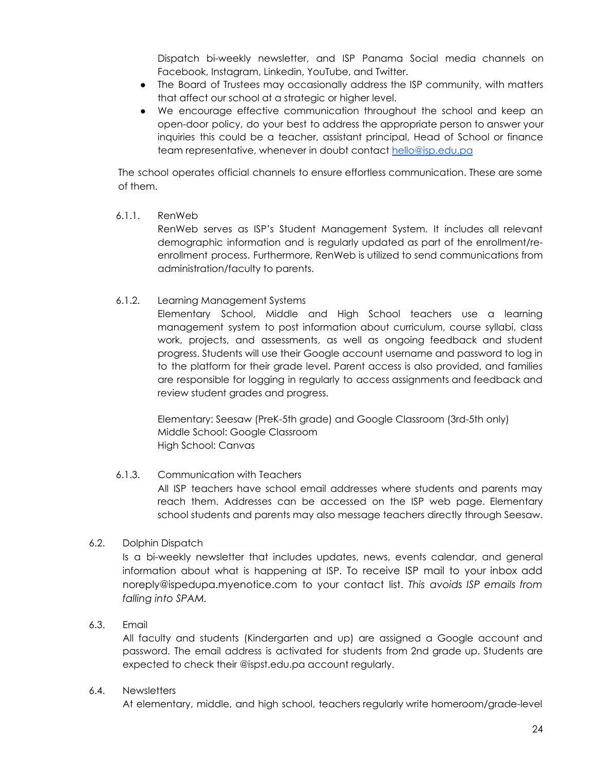Dispatch bi-weekly newsletter, and ISP Panama Social media channels on Facebook, Instagram, Linkedin, YouTube, and Twitter.

- The Board of Trustees may occasionally address the ISP community, with matters that affect our school at a strategic or higher level.
- We encourage effective communication throughout the school and keep an open-door policy, do your best to address the appropriate person to answer your inquiries this could be a teacher, assistant principal, Head of School or finance team representative, whenever in doubt contact hello@isp.edu.pa

The school operates official channels to ensure effortless communication. These are some of them.

#### 6.1.1. RenWeb

RenWeb serves as ISP's Student Management System. It includes all relevant demographic information and is regularly updated as part of the enrollment/re-enrollment process. Furthermore, RenWeb is utilized to send communications from administration/faculty to parents.

#### 6.1.2. Learning Management Systems

Elementary School, Middle and High School teachers use a learning management system to post information about curriculum, course syllabi, class work, projects, and assessments, as well as ongoing feedback and student progress. Students will use their Google account username and password to log in to the platform for their grade level. Parent access is also provided, and families are responsible for logging in regularly to access assignments and feedback and review student grades and progress.

Elementary: Seesaw (PreK-5th grade) and Google Classroom (3rd-5th only)
Middle School: Google Classroom
High School: Canvas

#### 6.1.3. Communication with Teachers

All ISP teachers have school email addresses where students and parents may reach them. Addresses can be accessed on the ISP web page. Elementary school students and parents may also message teachers directly through Seesaw.

### 6.2. Dolphin Dispatch

Is a bi-weekly newsletter that includes updates, news, events calendar, and general information about what is happening at ISP. To receive ISP mail to your inbox add noreply@ispedupa.myenotice.com to your contact list. *This avoids ISP emails from falling into SPAM.*

### 6.3. Email

All faculty and students (Kindergarten and up) are assigned a Google account and password. The email address is activated for students from 2nd grade up. Students are expected to check their @ispst.edu.pa account regularly.

### 6.4. Newsletters

At elementary, middle, and high school, teachers regularly write homeroom/grade-level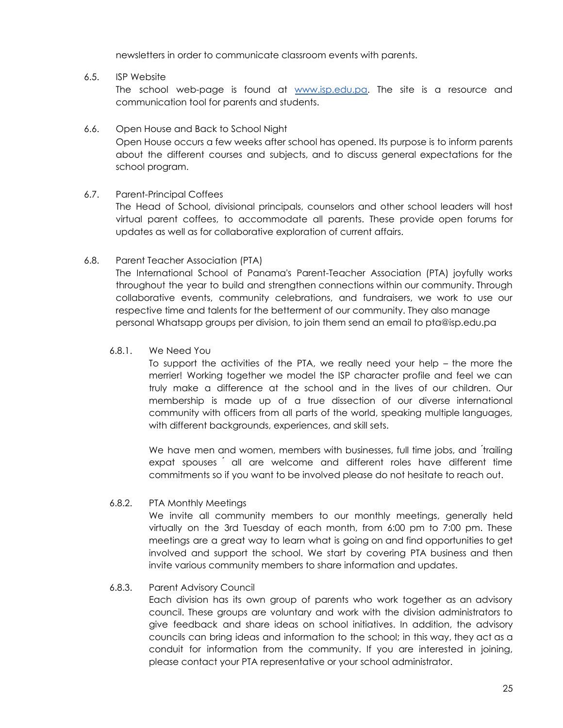newsletters in order to communicate classroom events with parents.

### 6.5. ISP Website

The school web-page is found at [www.isp.edu.pa](http://www.isp.edu.pa). The site is a resource and communication tool for parents and students.

### 6.6. Open House and Back to School Night

Open House occurs a few weeks after school has opened. Its purpose is to inform parents about the different courses and subjects, and to discuss general expectations for the school program.

### 6.7. Parent-Principal Coffees

The Head of School, divisional principals, counselors and other school leaders will host virtual parent coffees, to accommodate all parents. These provide open forums for updates as well as for collaborative exploration of current affairs.

### 6.8. Parent Teacher Association (PTA)

The International School of Panama's Parent-Teacher Association (PTA) joyfully works throughout the year to build and strengthen connections within our community. Through collaborative events, community celebrations, and fundraisers, we work to use our respective time and talents for the betterment of our community. They also manage personal Whatsapp groups per division, to join them send an email to pta@isp.edu.pa

#### 6.8.1. We Need You

To support the activities of the PTA, we really need your help – the more the merrier! Working together we model the ISP character profile and feel we can truly make a difference at the school and in the lives of our children. Our membership is made up of a true dissection of our diverse international community with officers from all parts of the world, speaking multiple languages, with different backgrounds, experiences, and skill sets.

We have men and women, members with businesses, full time jobs, and ´trailing expat spouses ´ all are welcome and different roles have different time commitments so if you want to be involved please do not hesitate to reach out.

#### 6.8.2. PTA Monthly Meetings

We invite all community members to our monthly meetings, generally held virtually on the 3rd Tuesday of each month, from 6:00 pm to 7:00 pm. These meetings are a great way to learn what is going on and find opportunities to get involved and support the school. We start by covering PTA business and then invite various community members to share information and updates.

#### 6.8.3. Parent Advisory Council

Each division has its own group of parents who work together as an advisory council. These groups are voluntary and work with the division administrators to give feedback and share ideas on school initiatives. In addition, the advisory councils can bring ideas and information to the school; in this way, they act as a conduit for information from the community. If you are interested in joining, please contact your PTA representative or your school administrator.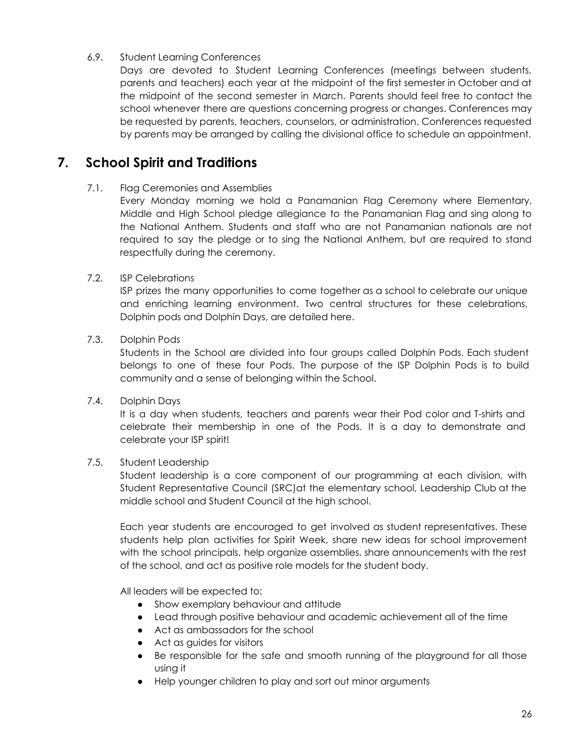6.9. Student Learning Conferences

Days are devoted to Student Learning Conferences (meetings between students, parents and teachers) each year at the midpoint of the first semester in October and at the midpoint of the second semester in March. Parents should feel free to contact the school whenever there are questions concerning progress or changes. Conferences may be requested by parents, teachers, counselors, or administration. Conferences requested by parents may be arranged by calling the divisional office to schedule an appointment.

# 7. School Spirit and Traditions

7.1. Flag Ceremonies and Assemblies

Every Monday morning we hold a Panamanian Flag Ceremony where Elementary, Middle and High School pledge allegiance to the Panamanian Flag and sing along to the National Anthem. Students and staff who are not Panamanian nationals are not required to say the pledge or to sing the National Anthem, but are required to stand respectfully during the ceremony.

7.2. ISP Celebrations

ISP prizes the many opportunities to come together as a school to celebrate our unique and enriching learning environment. Two central structures for these celebrations, Dolphin pods and Dolphin Days, are detailed here.

7.3. Dolphin Pods

Students in the School are divided into four groups called Dolphin Pods. Each student belongs to one of these four Pods. The purpose of the ISP Dolphin Pods is to build community and a sense of belonging within the School.

7.4. Dolphin Days

It is a day when students, teachers and parents wear their Pod color and T-shirts and celebrate their membership in one of the Pods. It is a day to demonstrate and celebrate your ISP spirit!

7.5. Student Leadership

Student leadership is a core component of our programming at each division, with Student Representative Council (SRC)at the elementary school, Leadership Club at the middle school and Student Council at the high school.

Each year students are encouraged to get involved as student representatives. These students help plan activities for Spirit Week, share new ideas for school improvement with the school principals, help organize assemblies, share announcements with the rest of the school, and act as positive role models for the student body.

All leaders will be expected to:

- Show exemplary behaviour and attitude
- Lead through positive behaviour and academic achievement all of the time
- Act as ambassadors for the school
- Act as guides for visitors
- Be responsible for the safe and smooth running of the playground for all those using it
- Help younger children to play and sort out minor arguments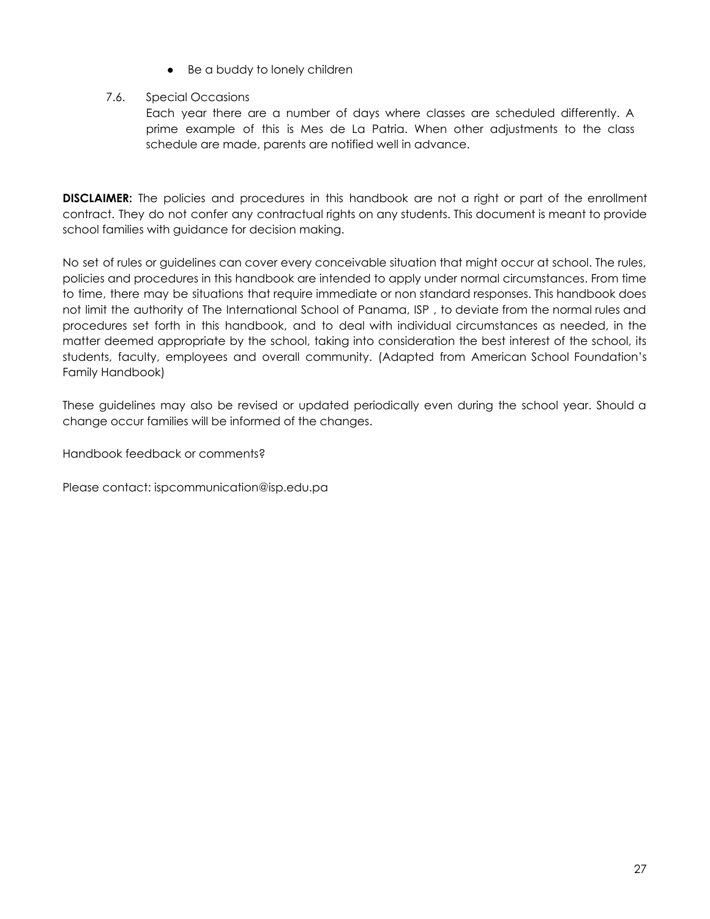- Be a buddy to lonely children

7.6. Special Occasions

Each year there are a number of days where classes are scheduled differently. A prime example of this is Mes de La Patria. When other adjustments to the class schedule are made, parents are notified well in advance.

**DISCLAIMER:** The policies and procedures in this handbook are not a right or part of the enrollment contract. They do not confer any contractual rights on any students. This document is meant to provide school families with guidance for decision making.

No set of rules or guidelines can cover every conceivable situation that might occur at school. The rules, policies and procedures in this handbook are intended to apply under normal circumstances. From time to time, there may be situations that require immediate or non standard responses. This handbook does not limit the authority of The International School of Panama, ISP , to deviate from the normal rules and procedures set forth in this handbook, and to deal with individual circumstances as needed, in the matter deemed appropriate by the school, taking into consideration the best interest of the school, its students, faculty, employees and overall community. (Adapted from American School Foundation's Family Handbook)

These guidelines may also be revised or updated periodically even during the school year. Should a change occur families will be informed of the changes.

Handbook feedback or comments?

Please contact: ispcommunication@isp.edu.pa